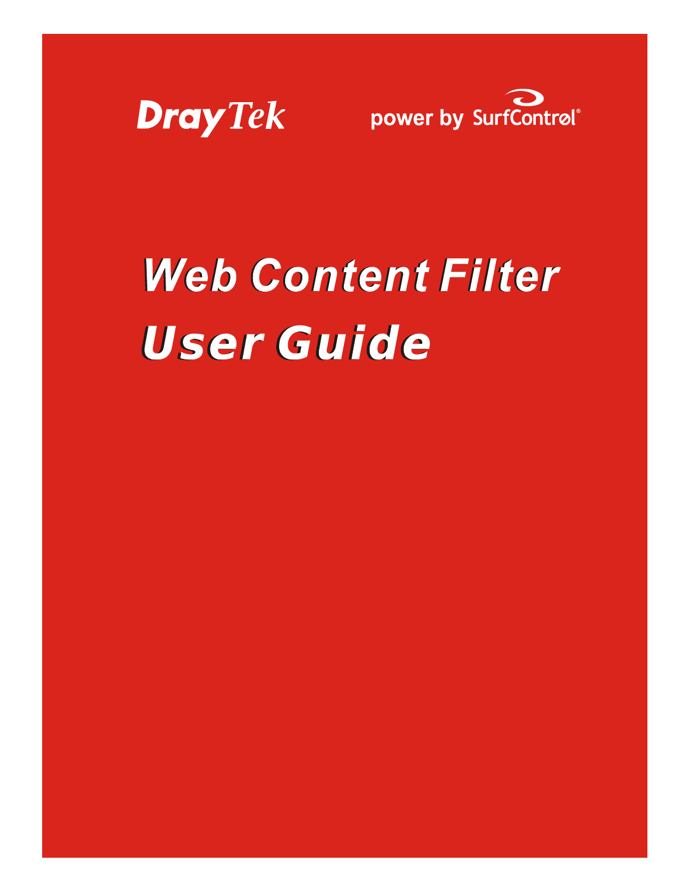DrayTek

power by SurfControl®

# Web Content Filter User Guide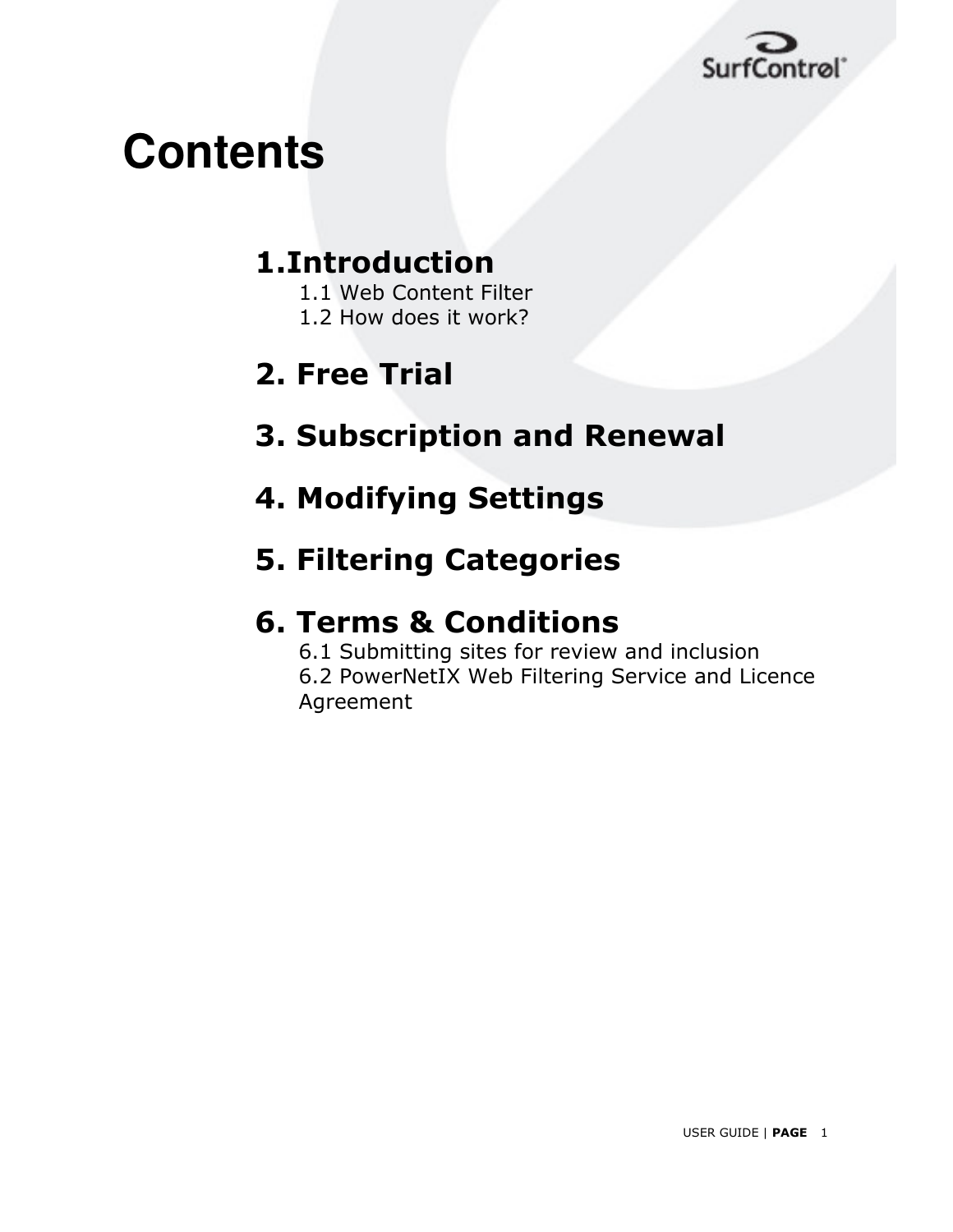# Contents

## 1.Introduction

1.1 Web Content Filter

1.2 How does it work?

## 2. Free Trial

## 3. Subscription and Renewal

## 4. Modifying Settings

## 5. Filtering Categories

## 6. Terms & Conditions

6.1 Submitting sites for review and inclusion

6.2 PowerNetIX Web Filtering Service and Licence Agreement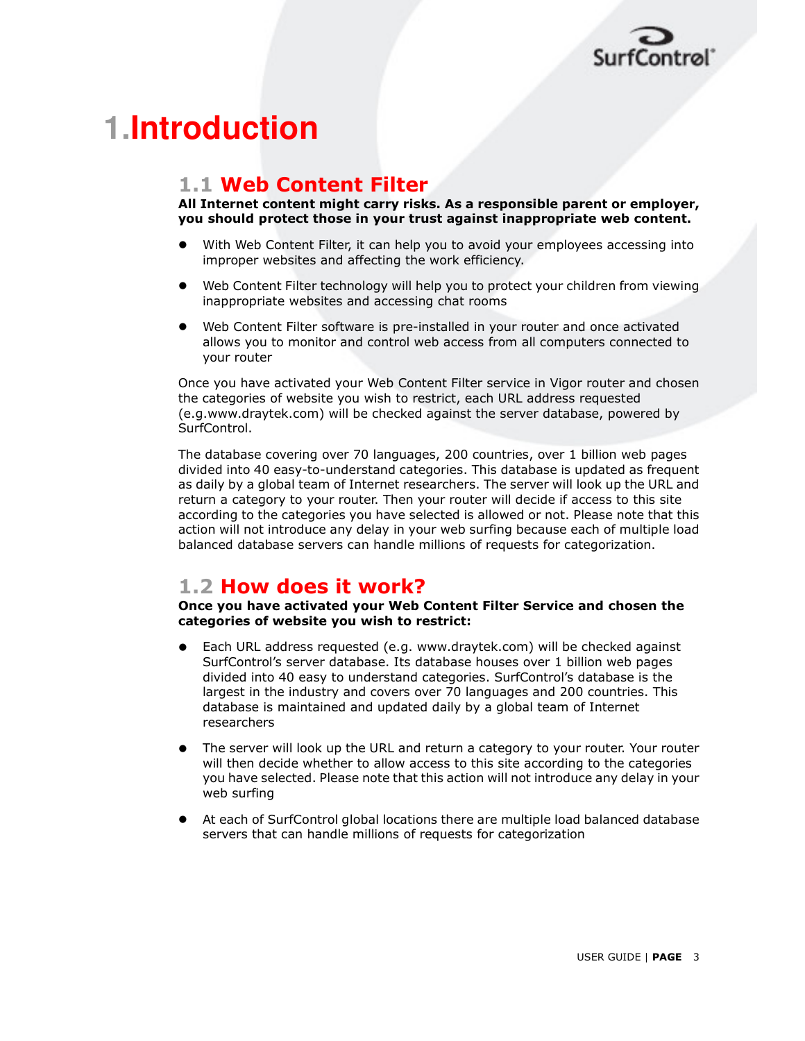# 1. Introduction

## 1.1 Web Content Filter

**All Internet content might carry risks. As a responsible parent or employer, you should protect those in your trust against inappropriate web content.**

- With Web Content Filter, it can help you to avoid your employees accessing into improper websites and affecting the work efficiency.
- Web Content Filter technology will help you to protect your children from viewing inappropriate websites and accessing chat rooms
- Web Content Filter software is pre-installed in your router and once activated allows you to monitor and control web access from all computers connected to your router

Once you have activated your Web Content Filter service in Vigor router and chosen the categories of website you wish to restrict, each URL address requested (e.g.www.draytek.com) will be checked against the server database, powered by SurfControl.

The database covering over 70 languages, 200 countries, over 1 billion web pages divided into 40 easy-to-understand categories. This database is updated as frequent as daily by a global team of Internet researchers. The server will look up the URL and return a category to your router. Then your router will decide if access to this site according to the categories you have selected is allowed or not. Please note that this action will not introduce any delay in your web surfing because each of multiple load balanced database servers can handle millions of requests for categorization.

## 1.2 How does it work?

**Once you have activated your Web Content Filter Service and chosen the categories of website you wish to restrict:**

- Each URL address requested (e.g. www.draytek.com) will be checked against SurfControl's server database. Its database houses over 1 billion web pages divided into 40 easy to understand categories. SurfControl's database is the largest in the industry and covers over 70 languages and 200 countries. This database is maintained and updated daily by a global team of Internet researchers
- The server will look up the URL and return a category to your router. Your router will then decide whether to allow access to this site according to the categories you have selected. Please note that this action will not introduce any delay in your web surfing
- At each of SurfControl global locations there are multiple load balanced database servers that can handle millions of requests for categorization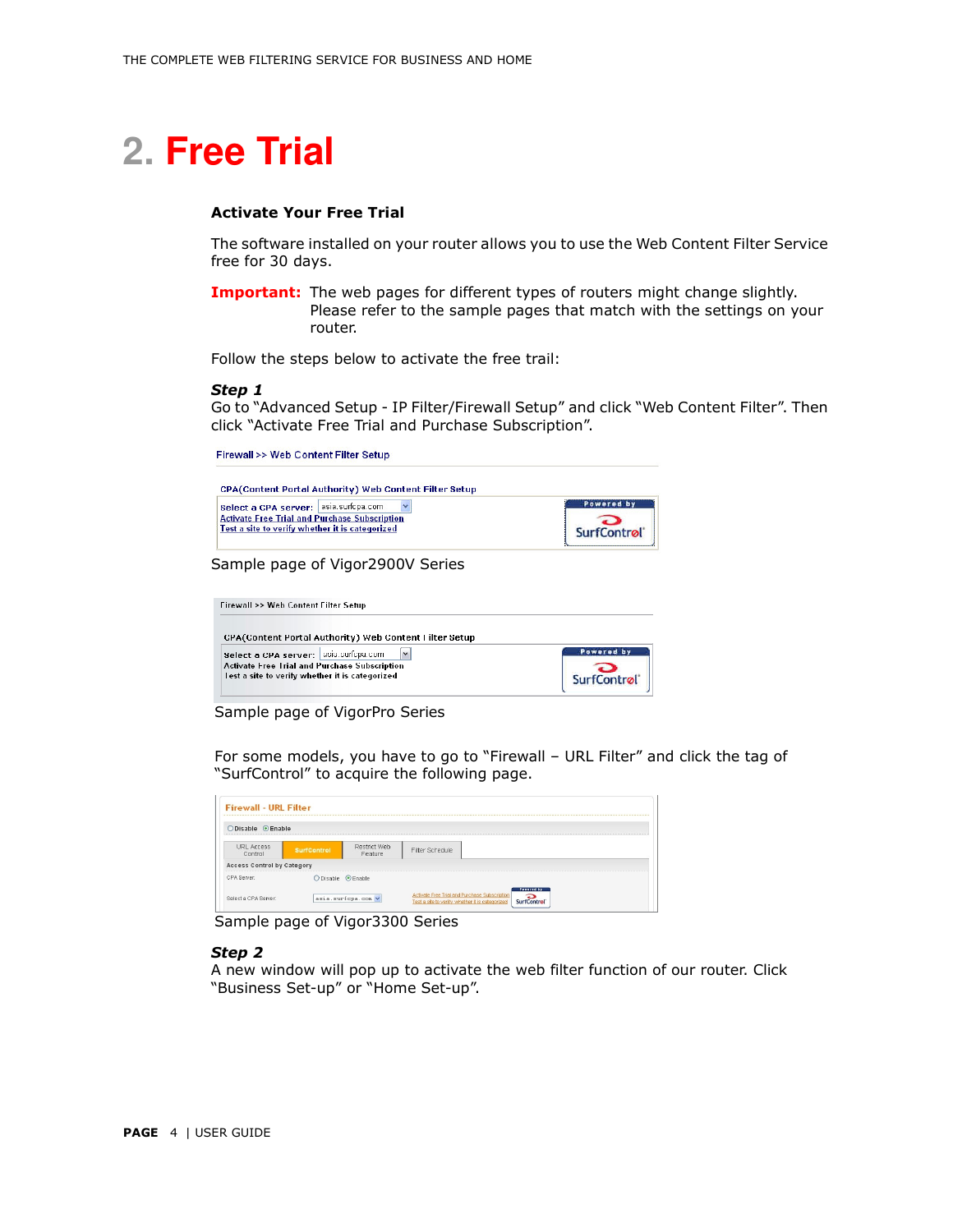# 2. Free Trial

### Activate Your Free Trial

The software installed on your router allows you to use the Web Content Filter Service free for 30 days.

**Important:** The web pages for different types of routers might change slightly. Please refer to the sample pages that match with the settings on your router.

Follow the steps below to activate the free trail:

***Step 1***

Go to “Advanced Setup - IP Filter/Firewall Setup” and click “Web Content Filter”. Then click “Activate Free Trial and Purchase Subscription”.

Firewall >> Web Content Filter Setup

CPA(Content Portal Authority) Web Content Filter Setup

Select a CPA server: asia.surfcpa.com
Activate Free Trial and Purchase Subscription
Test a site to verify whether it is categorized

Powered by SurfControl

Sample page of Vigor2900V Series

Firewall >> Web Content Filter Setup

CPA(Content Portal Authority) Web Content Filter Setup

Select a CPA server: asia.surfcpa.com
Activate Free Trial and Purchase Subscription
Test a site to verify whether it is categorized

Powered by SurfControl

Sample page of VigorPro Series

For some models, you have to go to “Firewall – URL Filter” and click the tag of “SurfControl” to acquire the following page.

Firewall - URL Filter

Disable Enable

URL Access Control | SurfControl | Restrict Web Feature | Filter Schedule

Access Control by Category

CPA Server: Disable Enable

Select a CPA Server: asia.surfcpa.com
Activate Free Trial and Purchase Subscription
Test a site to verify whether it is categorized

Powered by SurfControl

Sample page of Vigor3300 Series

***Step 2***

A new window will pop up to activate the web filter function of our router. Click “Business Set-up” or “Home Set-up”.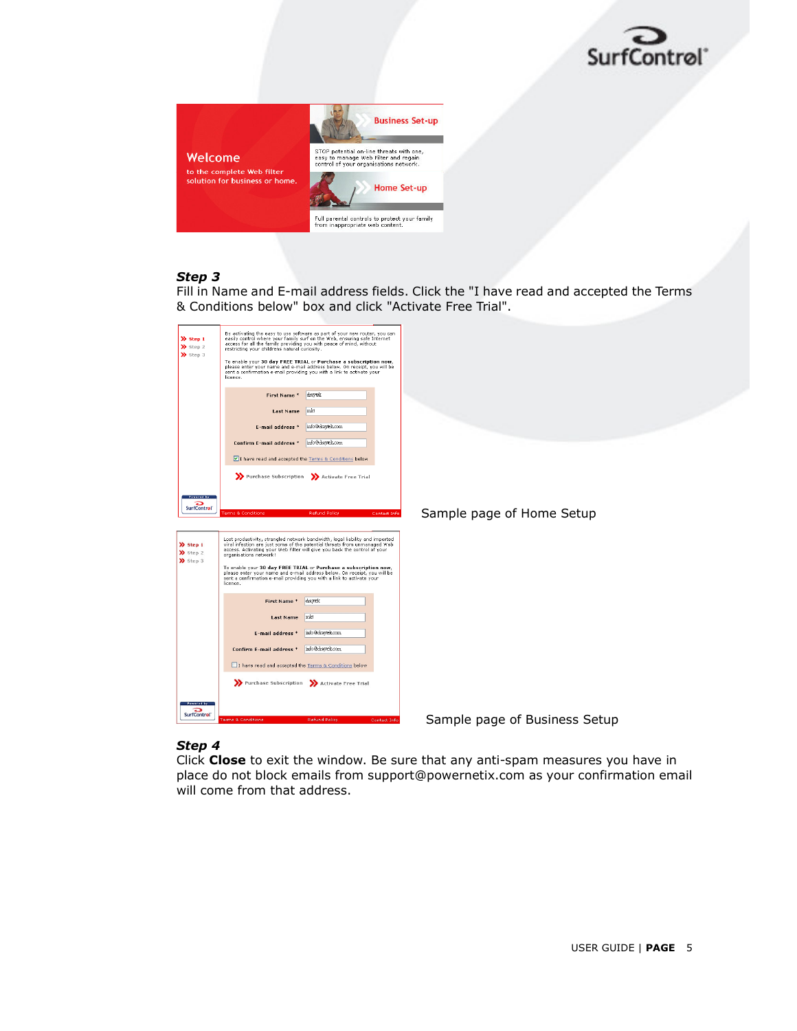### *Step 3*

Fill in Name and E-mail address fields. Click the "I have read and accepted the Terms & Conditions below" box and click "Activate Free Trial".

Sample page of Home Setup

Sample page of Business Setup

### *Step 4*

Click **Close** to exit the window. Be sure that any anti-spam measures you have in place do not block emails from support@powernetix.com as your confirmation email will come from that address.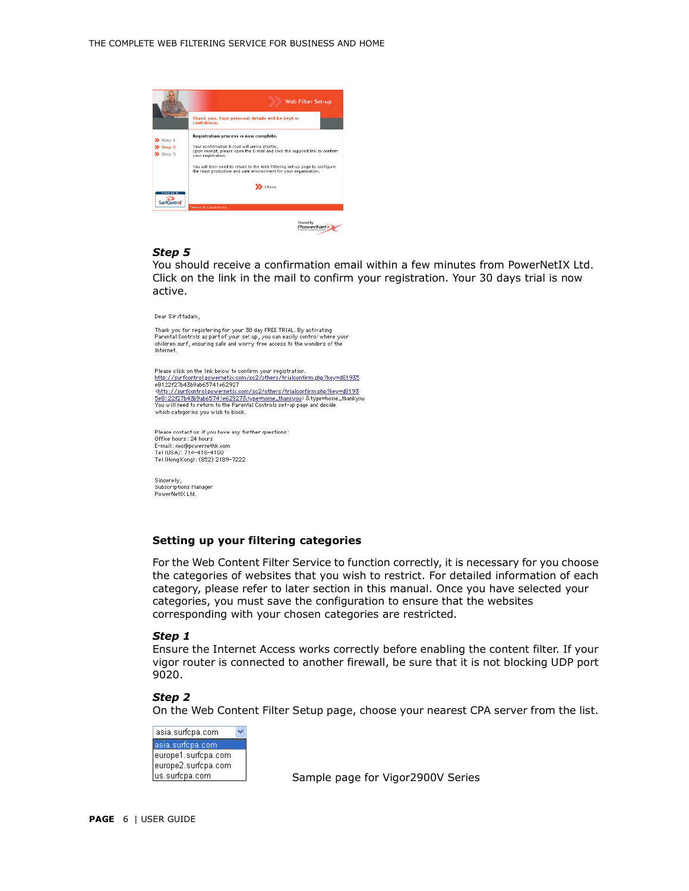### Step 5

You should receive a confirmation email within a few minutes from PowerNetIX Ltd. Click on the link in the mail to confirm your registration. Your 30 days trial is now active.

Dear Sir/Madam,

Thank you for registering for your 30 day FREE TRIAL. By activating Parental Controls as part of your set up, you can easily control where your children surf, ensuring safe and worry free access to the wonders of the Internet.

Please click on the link below to confirm your registration.
http://surfcontrol.powernetix.com/sc2/others/trialconfirm.php?key=d81935e8122f27b43b9ab65741e62927
<http://surfcontrol.powernetix.com/sc2/others/trialconfirm.php?key=d81935e8122f27b43b9ab65741e62927&type=home_thankyou> &type=home_thankyou
You will need to return to the Parental Controls set-up page and decide which categories you wish to block.

Please contact us if you have any further questions:
Office hours: 24 hours
E-mail: noc@powernethk.com
Tel (USA): 714-418-4100
Tel (Hong Kong): (852) 2189-7222

Sincerely,
Subscriptions Manager
PowerNetIX Ltd.

## Setting up your filtering categories

For the Web Content Filter Service to function correctly, it is necessary for you choose the categories of websites that you wish to restrict. For detailed information of each category, please refer to later section in this manual. Once you have selected your categories, you must save the configuration to ensure that the websites corresponding with your chosen categories are restricted.

### Step 1

Ensure the Internet Access works correctly before enabling the content filter. If your vigor router is connected to another firewall, be sure that it is not blocking UDP port 9020.

### Step 2

On the Web Content Filter Setup page, choose your nearest CPA server from the list.

asia.surfcpa.com
asia.surfcpa.com
europe1.surfcpa.com
europe2.surfcpa.com
us.surfcpa.com

Sample page for Vigor2900V Series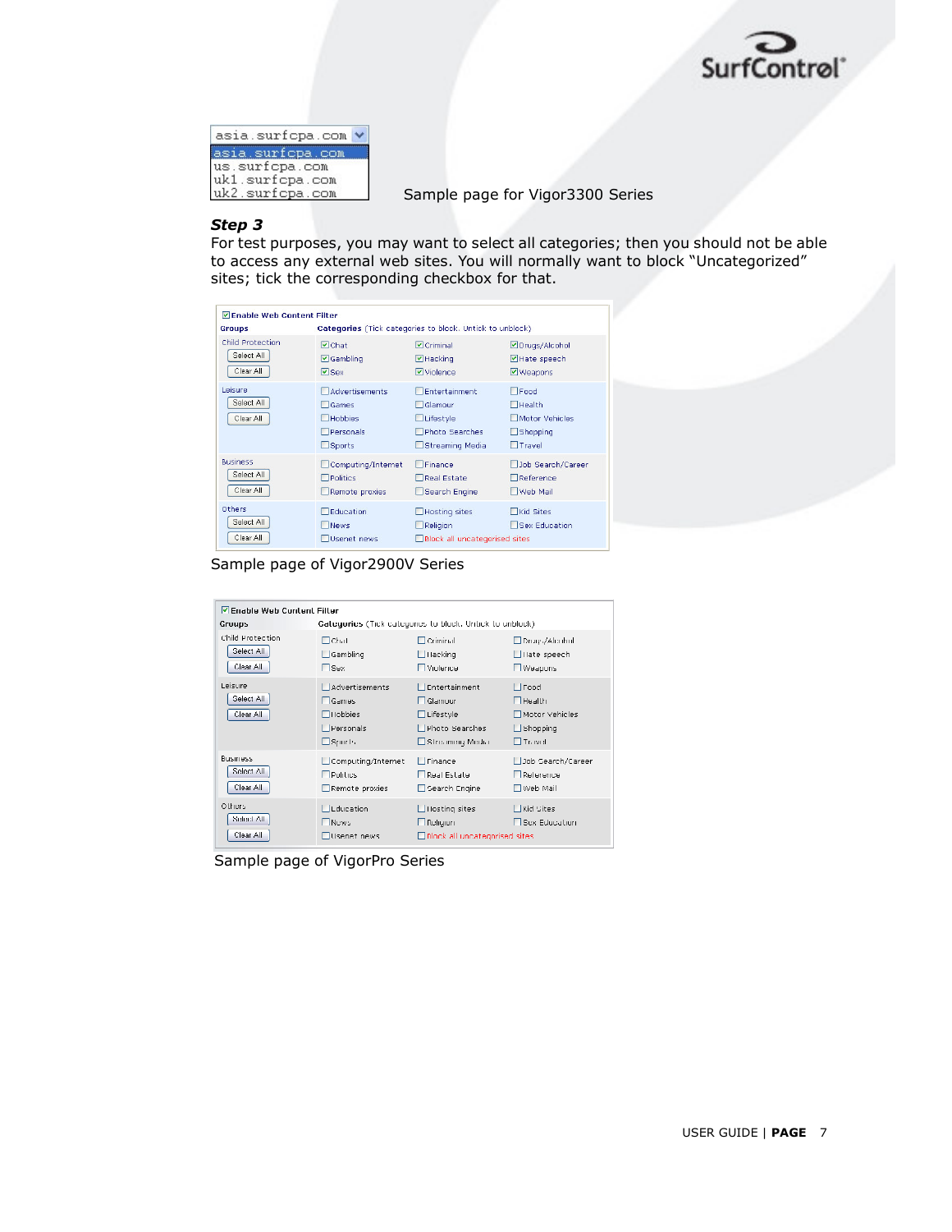asia.surfcpa.com
asia.surfcpa.com
us.surfcpa.com
uk1.surfcpa.com
uk2.surfcpa.com

Sample page for Vigor3300 Series

***Step 3***

For test purposes, you may want to select all categories; then you should not be able to access any external web sites. You will normally want to block "Uncategorized" sites; tick the corresponding checkbox for that.

☑ Enable Web Content Filter

| Groups | Categories (Tick categories to block. Untick to unblock) | | |
|---|---|---|---|
| Child Protection [Select All] [Clear All] | ☑ Chat | ☑ Criminal | ☑ Drugs/Alcohol |
| | ☑ Gambling | ☑ Hacking | ☑ Hate speech |
| | ☑ Sex | ☑ Violence | ☑ Weapons |
| Leisure [Select All] [Clear All] | ☐ Advertisements | ☐ Entertainment | ☐ Food |
| | ☐ Games | ☐ Glamour | ☐ Health |
| | ☐ Hobbies | ☐ Lifestyle | ☐ Motor Vehicles |
| | ☐ Personals | ☐ Photo Searches | ☐ Shopping |
| | ☐ Sports | ☐ Streaming Media | ☐ Travel |
| Business [Select All] [Clear All] | ☐ Computing/Internet | ☐ Finance | ☐ Job Search/Career |
| | ☐ Politics | ☐ Real Estate | ☐ Reference |
| | ☐ Remote proxies | ☐ Search Engine | ☐ Web Mail |
| Others [Select All] [Clear All] | ☐ Education | ☐ Hosting sites | ☐ Kid Sites |
| | ☐ News | ☐ Religion | ☐ Sex Education |
| | ☐ Usenet news | ☐ Block all uncategorised sites | |

Sample page of Vigor2900V Series

☑ Enable Web Content Filter

| Groups | Categories (Tick categories to block. Untick to unblock) | | |
|---|---|---|---|
| Child Protection [Select All] [Clear All] | ☐ Chat | ☐ Criminal | ☐ Drugs/Alcohol |
| | ☐ Gambling | ☐ Hacking | ☐ Hate speech |
| | ☐ Sex | ☐ Violence | ☐ Weapons |
| Leisure [Select All] [Clear All] | ☐ Advertisements | ☐ Entertainment | ☐ Food |
| | ☐ Games | ☐ Glamour | ☐ Health |
| | ☐ Hobbies | ☐ Lifestyle | ☐ Motor Vehicles |
| | ☐ Personals | ☐ Photo Searches | ☐ Shopping |
| | ☐ Sports | ☐ Streaming Media | ☐ Travel |
| Business [Select All] [Clear All] | ☐ Computing/Internet | ☐ Finance | ☐ Job Search/Career |
| | ☐ Politics | ☐ Real Estate | ☐ Reference |
| | ☐ Remote proxies | ☐ Search Engine | ☐ Web Mail |
| Others [Select All] [Clear All] | ☐ Education | ☐ Hosting sites | ☐ Kid Sites |
| | ☐ News | ☐ Religion | ☐ Sex Education |
| | ☐ Usenet news | ☐ Block all uncategorised sites | |

Sample page of VigorPro Series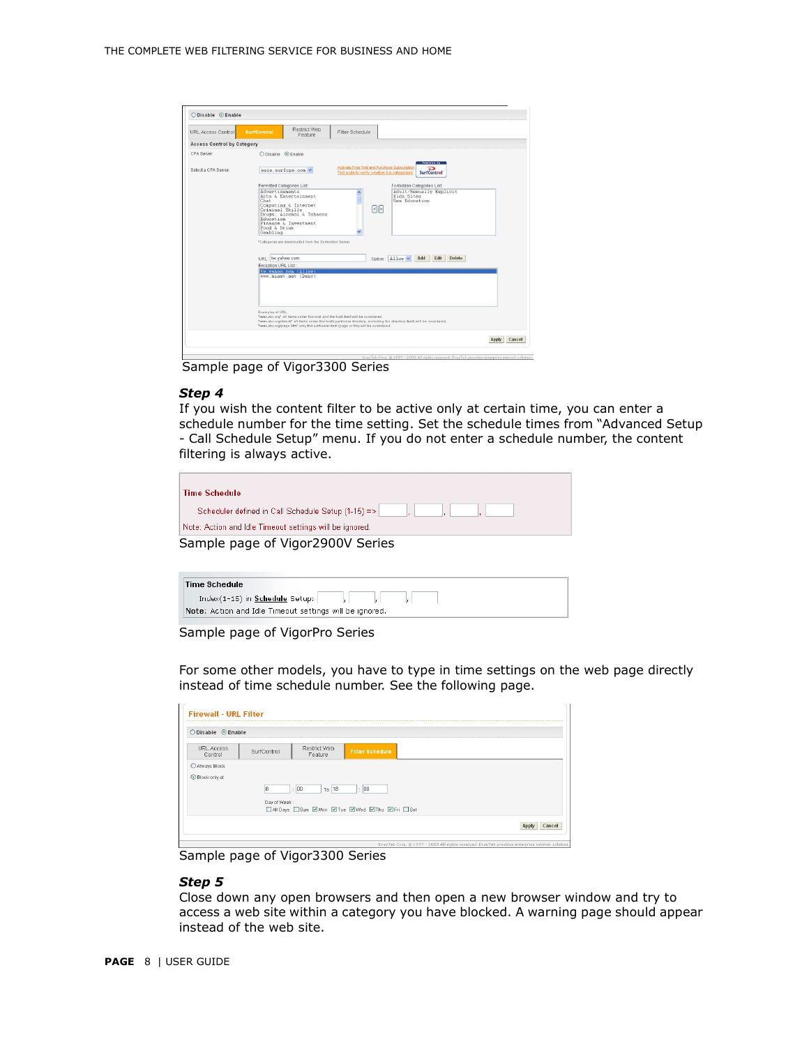Sample page of Vigor3300 Series

***Step 4***

If you wish the content filter to be active only at certain time, you can enter a schedule number for the time setting. Set the schedule times from "Advanced Setup - Call Schedule Setup" menu. If you do not enter a schedule number, the content filtering is always active.

Sample page of Vigor2900V Series

Sample page of VigorPro Series

For some other models, you have to type in time settings on the web page directly instead of time schedule number. See the following page.

Sample page of Vigor3300 Series

***Step 5***

Close down any open browsers and then open a new browser window and try to access a web site within a category you have blocked. A warning page should appear instead of the web site.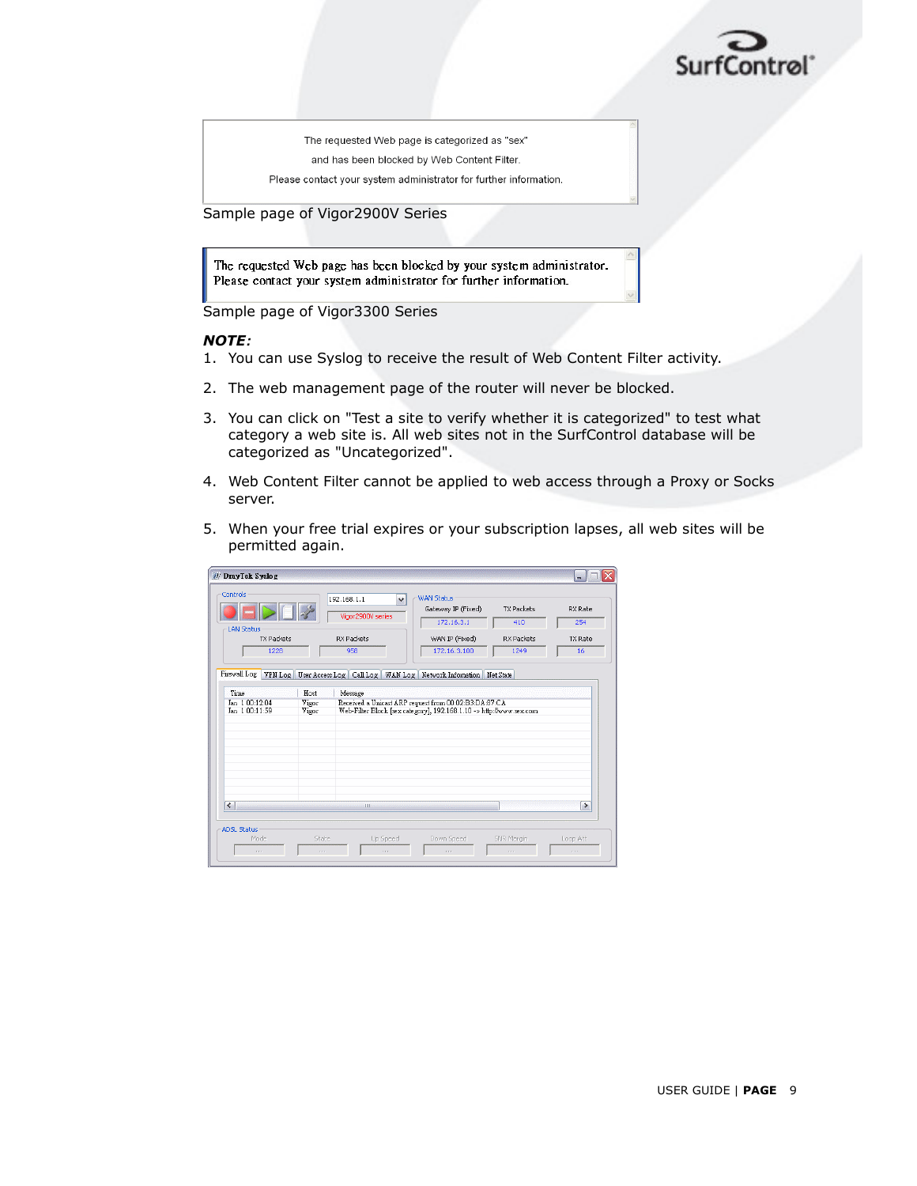The requested Web page is categorized as "sex"

and has been blocked by Web Content Filter.

Please contact your system administrator for further information.

Sample page of Vigor2900V Series

The requested Web page has been blocked by your system administrator.
Please contact your system administrator for further information.

Sample page of Vigor3300 Series

***NOTE:***

1. You can use Syslog to receive the result of Web Content Filter activity.
2. The web management page of the router will never be blocked.
3. You can click on "Test a site to verify whether it is categorized" to test what category a web site is. All web sites not in the SurfControl database will be categorized as "Uncategorized".
4. Web Content Filter cannot be applied to web access through a Proxy or Socks server.
5. When your free trial expires or your subscription lapses, all web sites will be permitted again.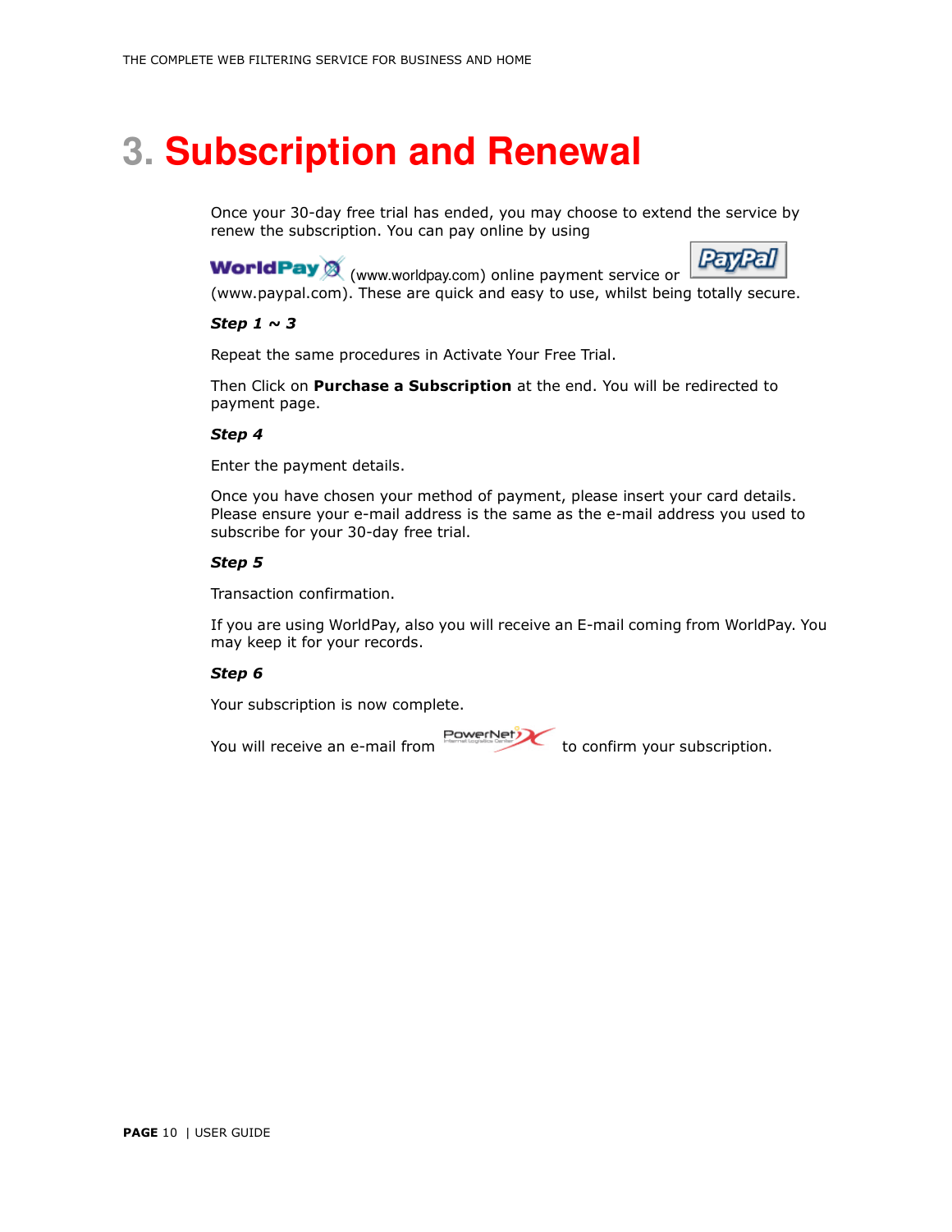# 3. Subscription and Renewal

Once your 30-day free trial has ended, you may choose to extend the service by renew the subscription. You can pay online by using WorldPay (www.worldpay.com) online payment service or PayPal (www.paypal.com). These are quick and easy to use, whilst being totally secure.

***Step 1 ~ 3***

Repeat the same procedures in Activate Your Free Trial.

Then Click on **Purchase a Subscription** at the end. You will be redirected to payment page.

***Step 4***

Enter the payment details.

Once you have chosen your method of payment, please insert your card details. Please ensure your e-mail address is the same as the e-mail address you used to subscribe for your 30-day free trial.

***Step 5***

Transaction confirmation.

If you are using WorldPay, also you will receive an E-mail coming from WorldPay. You may keep it for your records.

***Step 6***

Your subscription is now complete.

You will receive an e-mail from PowerNetX to confirm your subscription.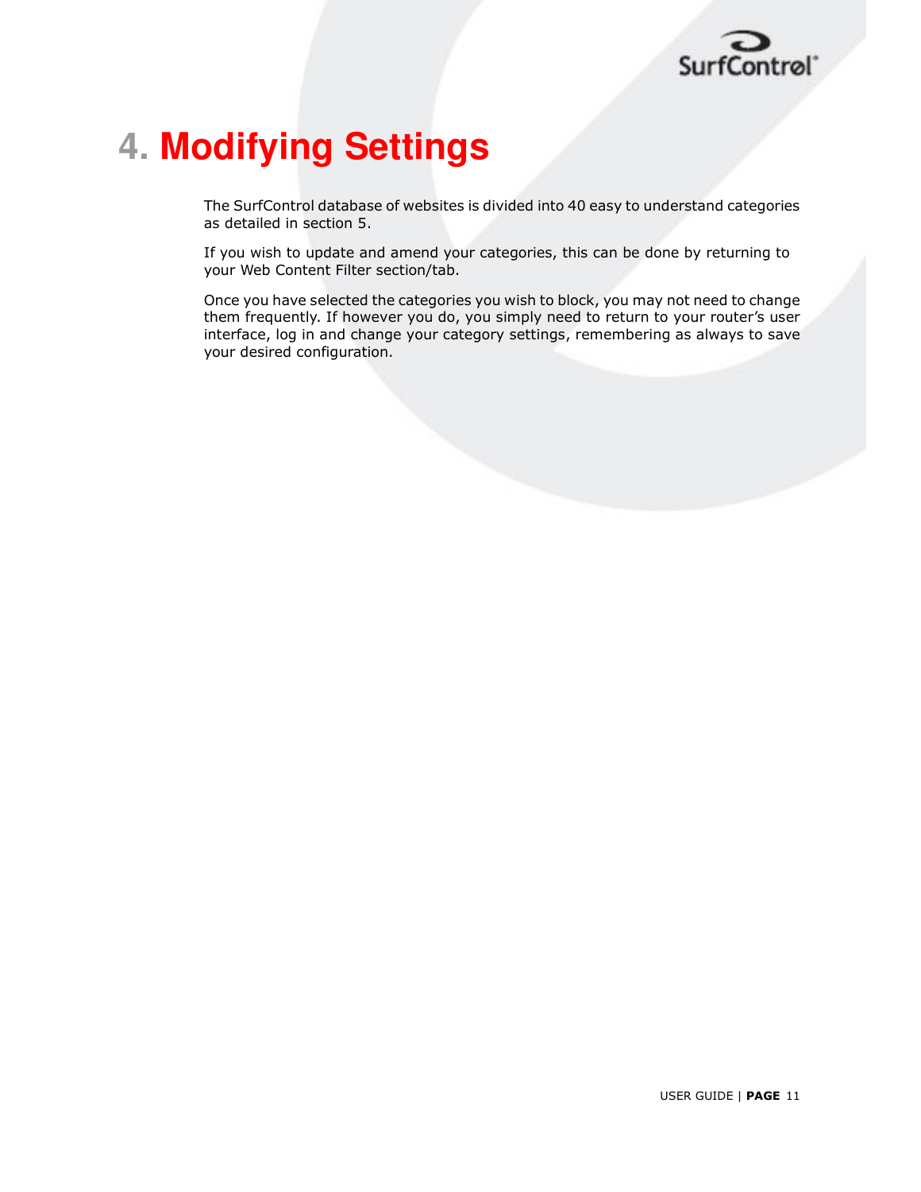# 4. Modifying Settings

The SurfControl database of websites is divided into 40 easy to understand categories as detailed in section 5.

If you wish to update and amend your categories, this can be done by returning to your Web Content Filter section/tab.

Once you have selected the categories you wish to block, you may not need to change them frequently. If however you do, you simply need to return to your router's user interface, log in and change your category settings, remembering as always to save your desired configuration.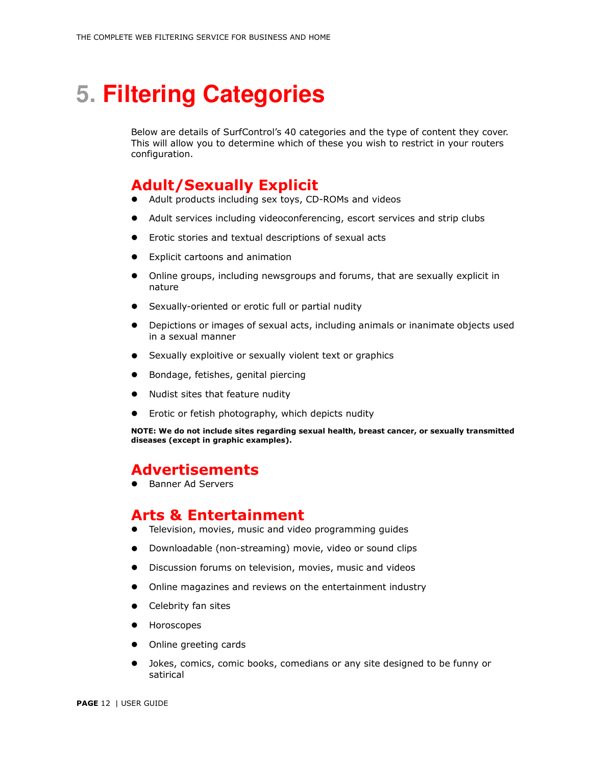# 5. Filtering Categories

Below are details of SurfControl's 40 categories and the type of content they cover. This will allow you to determine which of these you wish to restrict in your routers configuration.

## Adult/Sexually Explicit

- Adult products including sex toys, CD-ROMs and videos
- Adult services including videoconferencing, escort services and strip clubs
- Erotic stories and textual descriptions of sexual acts
- Explicit cartoons and animation
- Online groups, including newsgroups and forums, that are sexually explicit in nature
- Sexually-oriented or erotic full or partial nudity
- Depictions or images of sexual acts, including animals or inanimate objects used in a sexual manner
- Sexually exploitive or sexually violent text or graphics
- Bondage, fetishes, genital piercing
- Nudist sites that feature nudity
- Erotic or fetish photography, which depicts nudity

**NOTE: We do not include sites regarding sexual health, breast cancer, or sexually transmitted diseases (except in graphic examples).**

## Advertisements

- Banner Ad Servers

## Arts & Entertainment

- Television, movies, music and video programming guides
- Downloadable (non-streaming) movie, video or sound clips
- Discussion forums on television, movies, music and videos
- Online magazines and reviews on the entertainment industry
- Celebrity fan sites
- Horoscopes
- Online greeting cards
- Jokes, comics, comic books, comedians or any site designed to be funny or satirical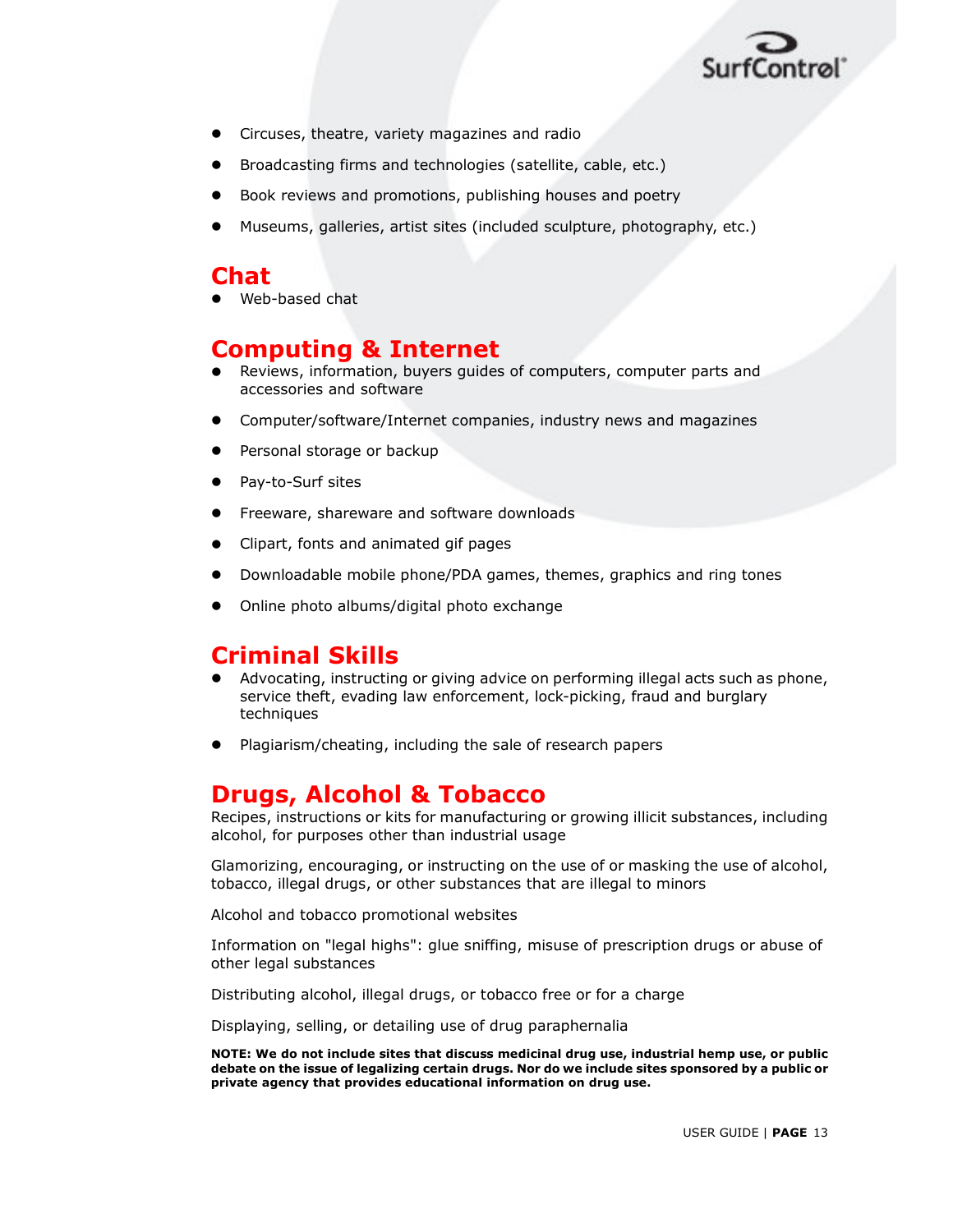- Circuses, theatre, variety magazines and radio
- Broadcasting firms and technologies (satellite, cable, etc.)
- Book reviews and promotions, publishing houses and poetry
- Museums, galleries, artist sites (included sculpture, photography, etc.)

## Chat

- Web-based chat

## Computing & Internet

- Reviews, information, buyers guides of computers, computer parts and accessories and software
- Computer/software/Internet companies, industry news and magazines
- Personal storage or backup
- Pay-to-Surf sites
- Freeware, shareware and software downloads
- Clipart, fonts and animated gif pages
- Downloadable mobile phone/PDA games, themes, graphics and ring tones
- Online photo albums/digital photo exchange

## Criminal Skills

- Advocating, instructing or giving advice on performing illegal acts such as phone, service theft, evading law enforcement, lock-picking, fraud and burglary techniques
- Plagiarism/cheating, including the sale of research papers

## Drugs, Alcohol & Tobacco

Recipes, instructions or kits for manufacturing or growing illicit substances, including alcohol, for purposes other than industrial usage

Glamorizing, encouraging, or instructing on the use of or masking the use of alcohol, tobacco, illegal drugs, or other substances that are illegal to minors

Alcohol and tobacco promotional websites

Information on "legal highs": glue sniffing, misuse of prescription drugs or abuse of other legal substances

Distributing alcohol, illegal drugs, or tobacco free or for a charge

Displaying, selling, or detailing use of drug paraphernalia

**NOTE: We do not include sites that discuss medicinal drug use, industrial hemp use, or public debate on the issue of legalizing certain drugs. Nor do we include sites sponsored by a public or private agency that provides educational information on drug use.**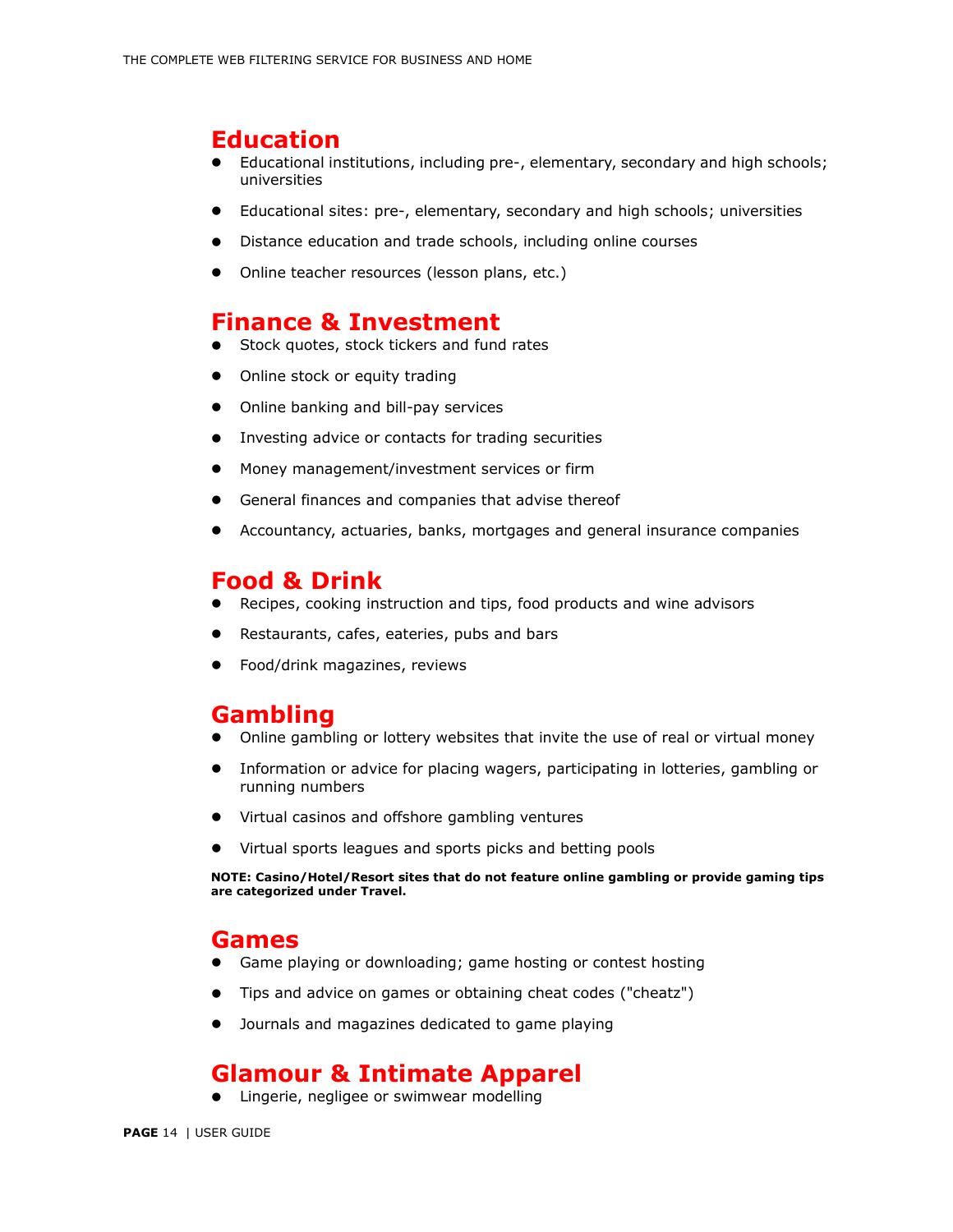## Education

- Educational institutions, including pre-, elementary, secondary and high schools; universities
- Educational sites: pre-, elementary, secondary and high schools; universities
- Distance education and trade schools, including online courses
- Online teacher resources (lesson plans, etc.)

## Finance & Investment

- Stock quotes, stock tickers and fund rates
- Online stock or equity trading
- Online banking and bill-pay services
- Investing advice or contacts for trading securities
- Money management/investment services or firm
- General finances and companies that advise thereof
- Accountancy, actuaries, banks, mortgages and general insurance companies

## Food & Drink

- Recipes, cooking instruction and tips, food products and wine advisors
- Restaurants, cafes, eateries, pubs and bars
- Food/drink magazines, reviews

## Gambling

- Online gambling or lottery websites that invite the use of real or virtual money
- Information or advice for placing wagers, participating in lotteries, gambling or running numbers
- Virtual casinos and offshore gambling ventures
- Virtual sports leagues and sports picks and betting pools

**NOTE: Casino/Hotel/Resort sites that do not feature online gambling or provide gaming tips are categorized under Travel.**

## Games

- Game playing or downloading; game hosting or contest hosting
- Tips and advice on games or obtaining cheat codes ("cheatz")
- Journals and magazines dedicated to game playing

## Glamour & Intimate Apparel

- Lingerie, negligee or swimwear modelling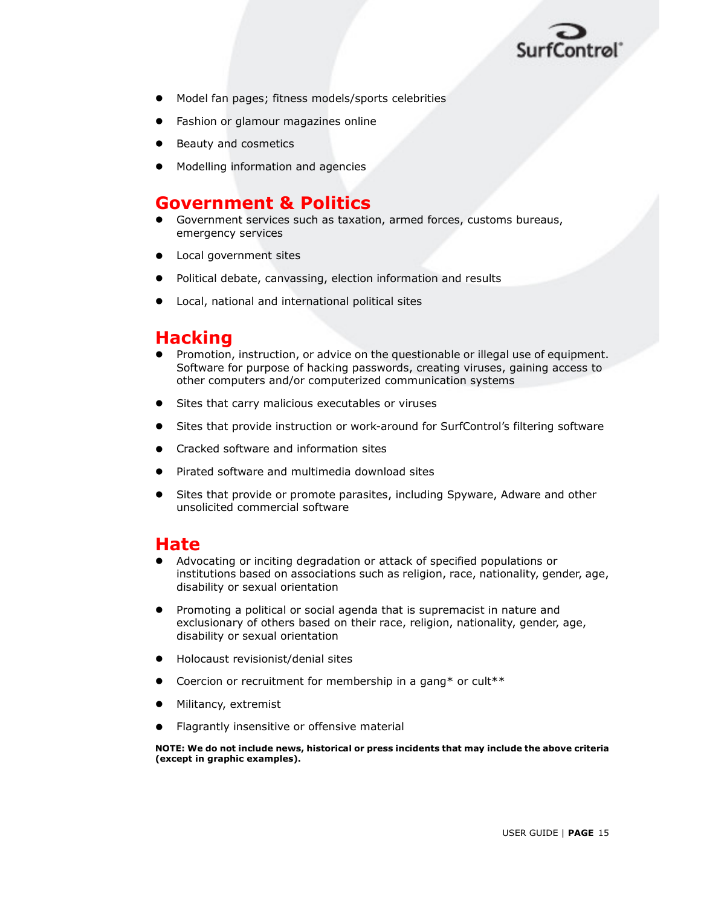- Model fan pages; fitness models/sports celebrities
- Fashion or glamour magazines online
- Beauty and cosmetics
- Modelling information and agencies

## Government & Politics

- Government services such as taxation, armed forces, customs bureaus, emergency services
- Local government sites
- Political debate, canvassing, election information and results
- Local, national and international political sites

## Hacking

- Promotion, instruction, or advice on the questionable or illegal use of equipment. Software for purpose of hacking passwords, creating viruses, gaining access to other computers and/or computerized communication systems
- Sites that carry malicious executables or viruses
- Sites that provide instruction or work-around for SurfControl's filtering software
- Cracked software and information sites
- Pirated software and multimedia download sites
- Sites that provide or promote parasites, including Spyware, Adware and other unsolicited commercial software

## Hate

- Advocating or inciting degradation or attack of specified populations or institutions based on associations such as religion, race, nationality, gender, age, disability or sexual orientation
- Promoting a political or social agenda that is supremacist in nature and exclusionary of others based on their race, religion, nationality, gender, age, disability or sexual orientation
- Holocaust revisionist/denial sites
- Coercion or recruitment for membership in a gang* or cult**
- Militancy, extremist
- Flagrantly insensitive or offensive material

**NOTE: We do not include news, historical or press incidents that may include the above criteria (except in graphic examples).**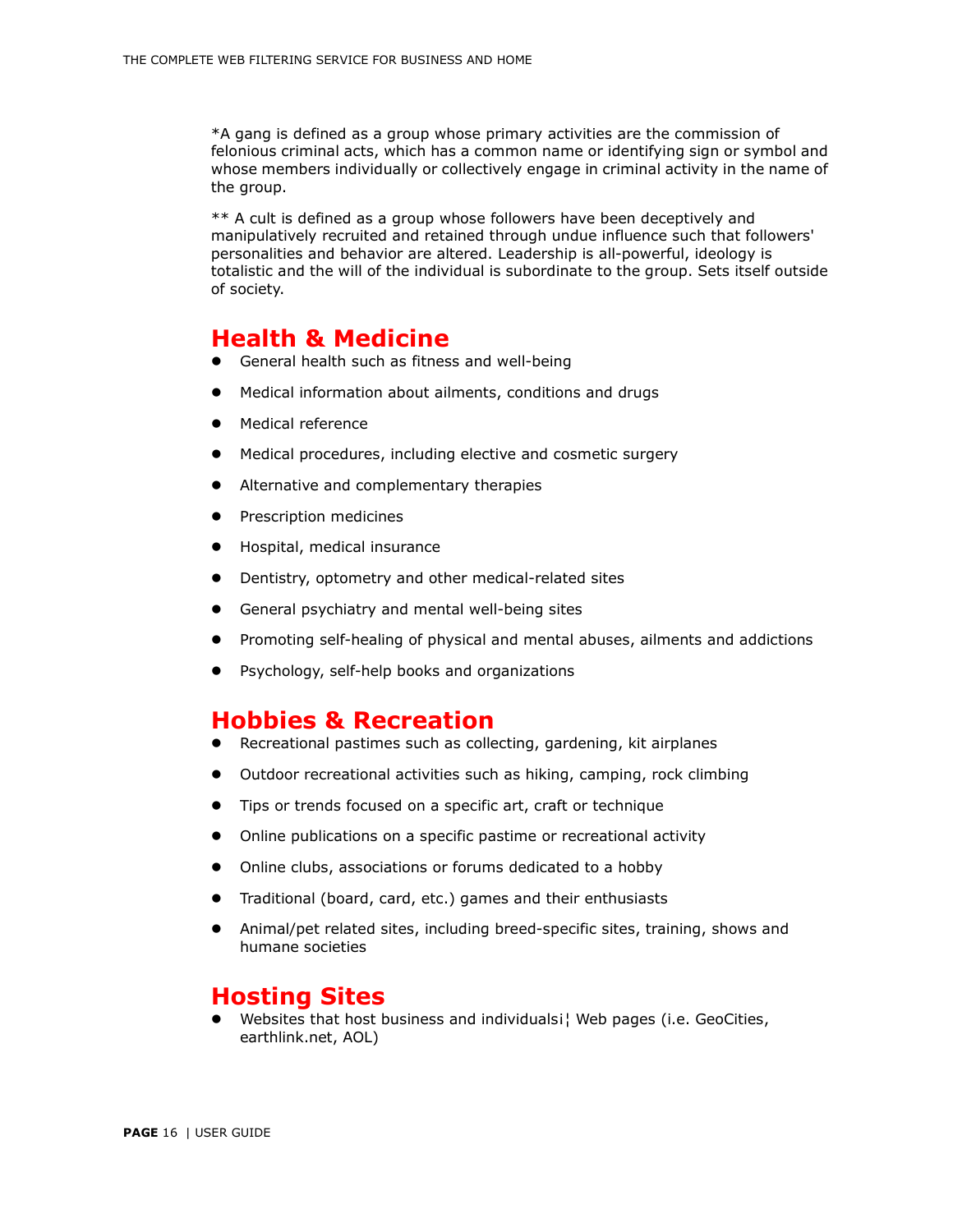*A gang is defined as a group whose primary activities are the commission of felonious criminal acts, which has a common name or identifying sign or symbol and whose members individually or collectively engage in criminal activity in the name of the group.

** A cult is defined as a group whose followers have been deceptively and manipulatively recruited and retained through undue influence such that followers' personalities and behavior are altered. Leadership is all-powerful, ideology is totalistic and the will of the individual is subordinate to the group. Sets itself outside of society.

## Health & Medicine

- General health such as fitness and well-being
- Medical information about ailments, conditions and drugs
- Medical reference
- Medical procedures, including elective and cosmetic surgery
- Alternative and complementary therapies
- Prescription medicines
- Hospital, medical insurance
- Dentistry, optometry and other medical-related sites
- General psychiatry and mental well-being sites
- Promoting self-healing of physical and mental abuses, ailments and addictions
- Psychology, self-help books and organizations

## Hobbies & Recreation

- Recreational pastimes such as collecting, gardening, kit airplanes
- Outdoor recreational activities such as hiking, camping, rock climbing
- Tips or trends focused on a specific art, craft or technique
- Online publications on a specific pastime or recreational activity
- Online clubs, associations or forums dedicated to a hobby
- Traditional (board, card, etc.) games and their enthusiasts
- Animal/pet related sites, including breed-specific sites, training, shows and humane societies

## Hosting Sites

- Websites that host business and individualsi¦ Web pages (i.e. GeoCities, earthlink.net, AOL)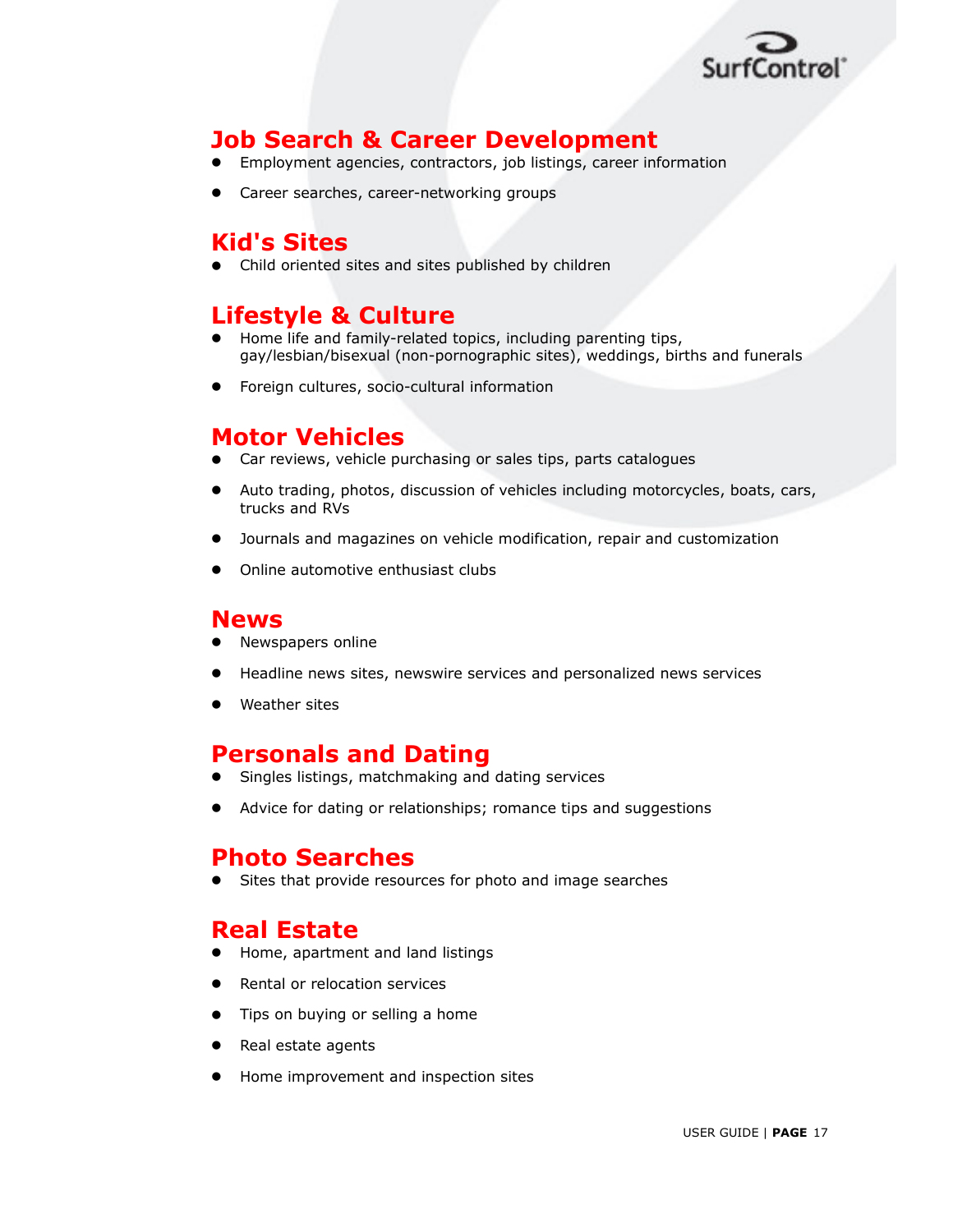## Job Search & Career Development

- Employment agencies, contractors, job listings, career information
- Career searches, career-networking groups

## Kid's Sites

- Child oriented sites and sites published by children

## Lifestyle & Culture

- Home life and family-related topics, including parenting tips, gay/lesbian/bisexual (non-pornographic sites), weddings, births and funerals
- Foreign cultures, socio-cultural information

## Motor Vehicles

- Car reviews, vehicle purchasing or sales tips, parts catalogues
- Auto trading, photos, discussion of vehicles including motorcycles, boats, cars, trucks and RVs
- Journals and magazines on vehicle modification, repair and customization
- Online automotive enthusiast clubs

## News

- Newspapers online
- Headline news sites, newswire services and personalized news services
- Weather sites

## Personals and Dating

- Singles listings, matchmaking and dating services
- Advice for dating or relationships; romance tips and suggestions

## Photo Searches

- Sites that provide resources for photo and image searches

## Real Estate

- Home, apartment and land listings
- Rental or relocation services
- Tips on buying or selling a home
- Real estate agents
- Home improvement and inspection sites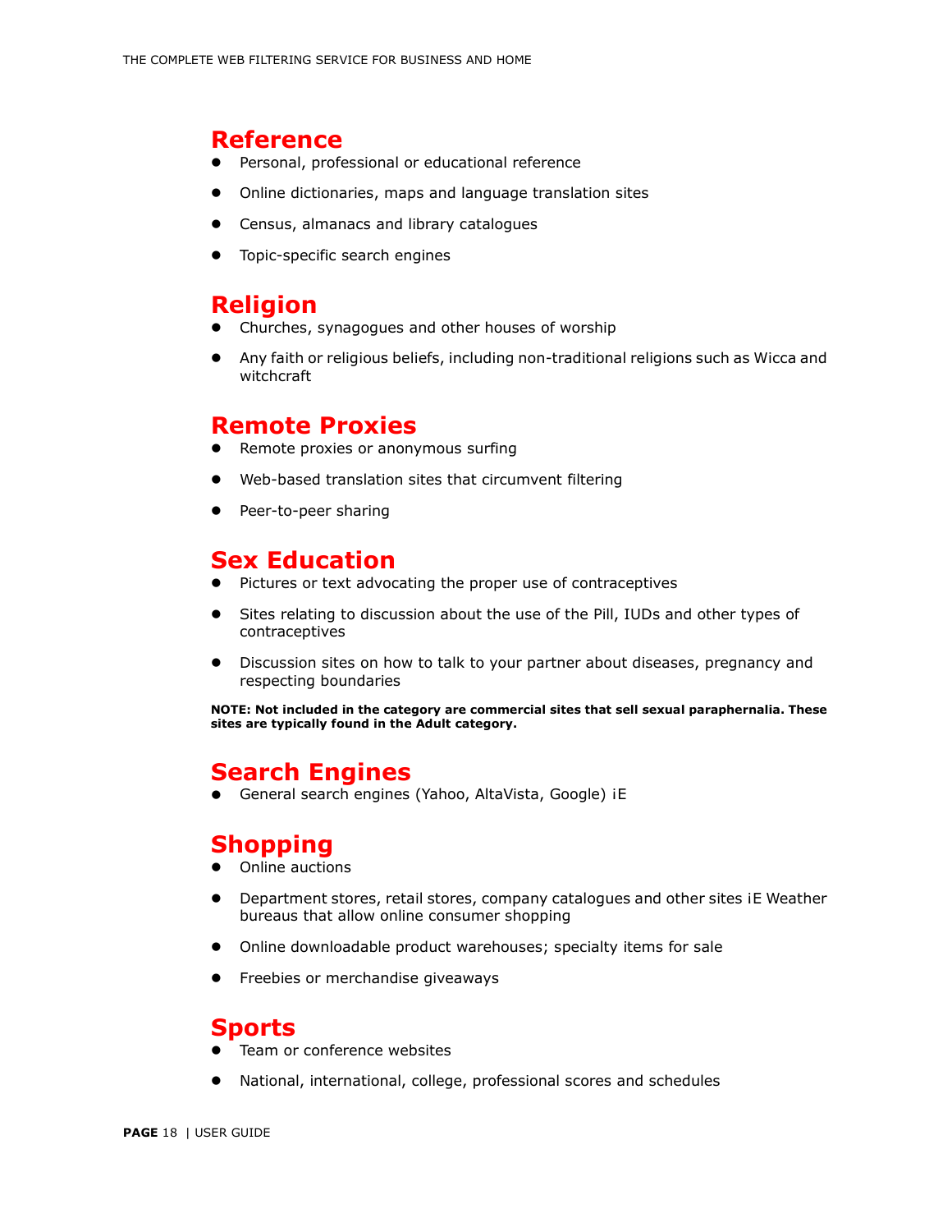## Reference

- Personal, professional or educational reference
- Online dictionaries, maps and language translation sites
- Census, almanacs and library catalogues
- Topic-specific search engines

## Religion

- Churches, synagogues and other houses of worship
- Any faith or religious beliefs, including non-traditional religions such as Wicca and witchcraft

## Remote Proxies

- Remote proxies or anonymous surfing
- Web-based translation sites that circumvent filtering
- Peer-to-peer sharing

## Sex Education

- Pictures or text advocating the proper use of contraceptives
- Sites relating to discussion about the use of the Pill, IUDs and other types of contraceptives
- Discussion sites on how to talk to your partner about diseases, pregnancy and respecting boundaries

**NOTE: Not included in the category are commercial sites that sell sexual paraphernalia. These sites are typically found in the Adult category.**

## Search Engines

- General search engines (Yahoo, AltaVista, Google) iE

## Shopping

- Online auctions
- Department stores, retail stores, company catalogues and other sites iE Weather bureaus that allow online consumer shopping
- Online downloadable product warehouses; specialty items for sale
- Freebies or merchandise giveaways

## Sports

- Team or conference websites
- National, international, college, professional scores and schedules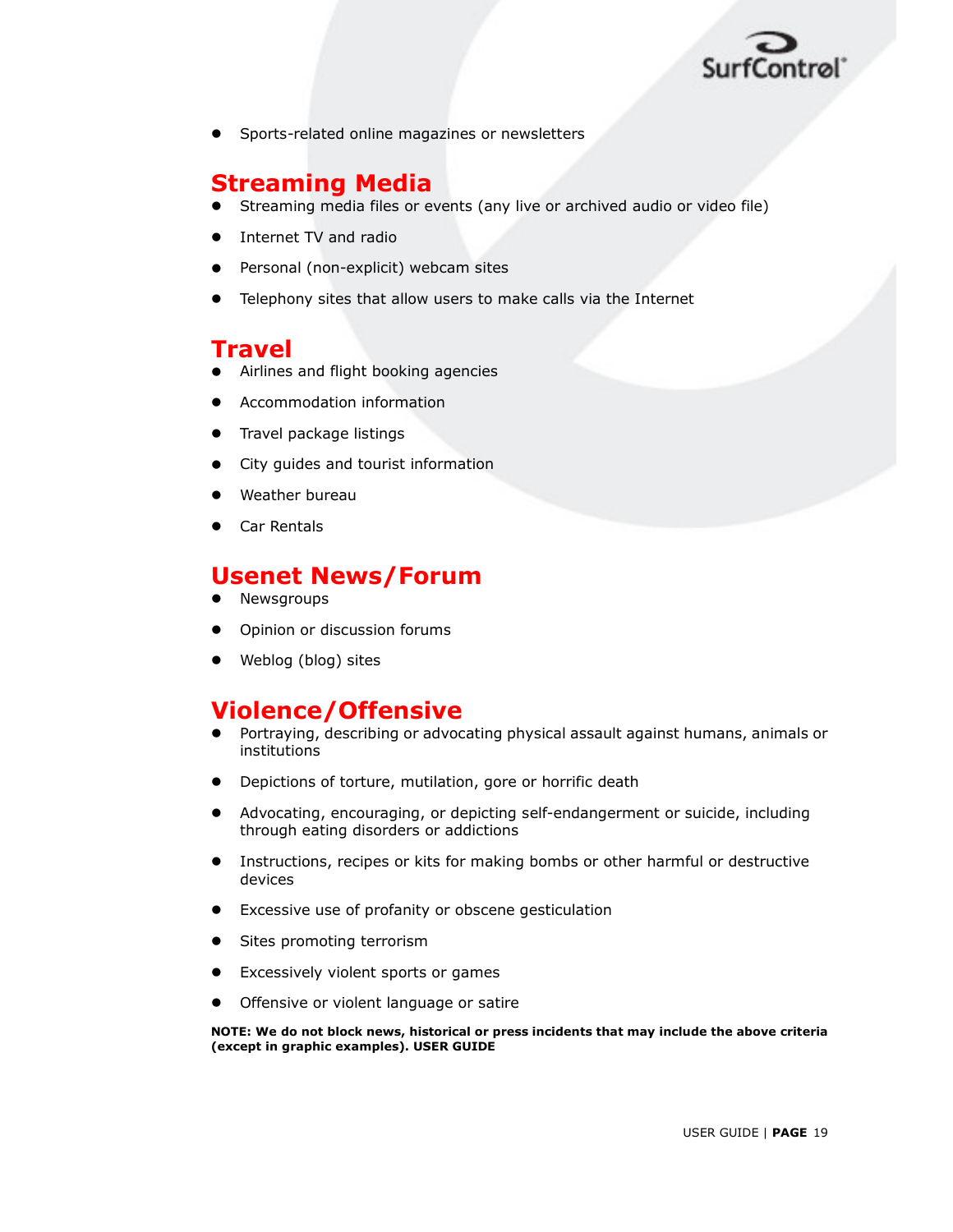- Sports-related online magazines or newsletters

## Streaming Media

- Streaming media files or events (any live or archived audio or video file)
- Internet TV and radio
- Personal (non-explicit) webcam sites
- Telephony sites that allow users to make calls via the Internet

## Travel

- Airlines and flight booking agencies
- Accommodation information
- Travel package listings
- City guides and tourist information
- Weather bureau
- Car Rentals

## Usenet News/Forum

- Newsgroups
- Opinion or discussion forums
- Weblog (blog) sites

## Violence/Offensive

- Portraying, describing or advocating physical assault against humans, animals or institutions
- Depictions of torture, mutilation, gore or horrific death
- Advocating, encouraging, or depicting self-endangerment or suicide, including through eating disorders or addictions
- Instructions, recipes or kits for making bombs or other harmful or destructive devices
- Excessive use of profanity or obscene gesticulation
- Sites promoting terrorism
- Excessively violent sports or games
- Offensive or violent language or satire

**NOTE: We do not block news, historical or press incidents that may include the above criteria (except in graphic examples). USER GUIDE**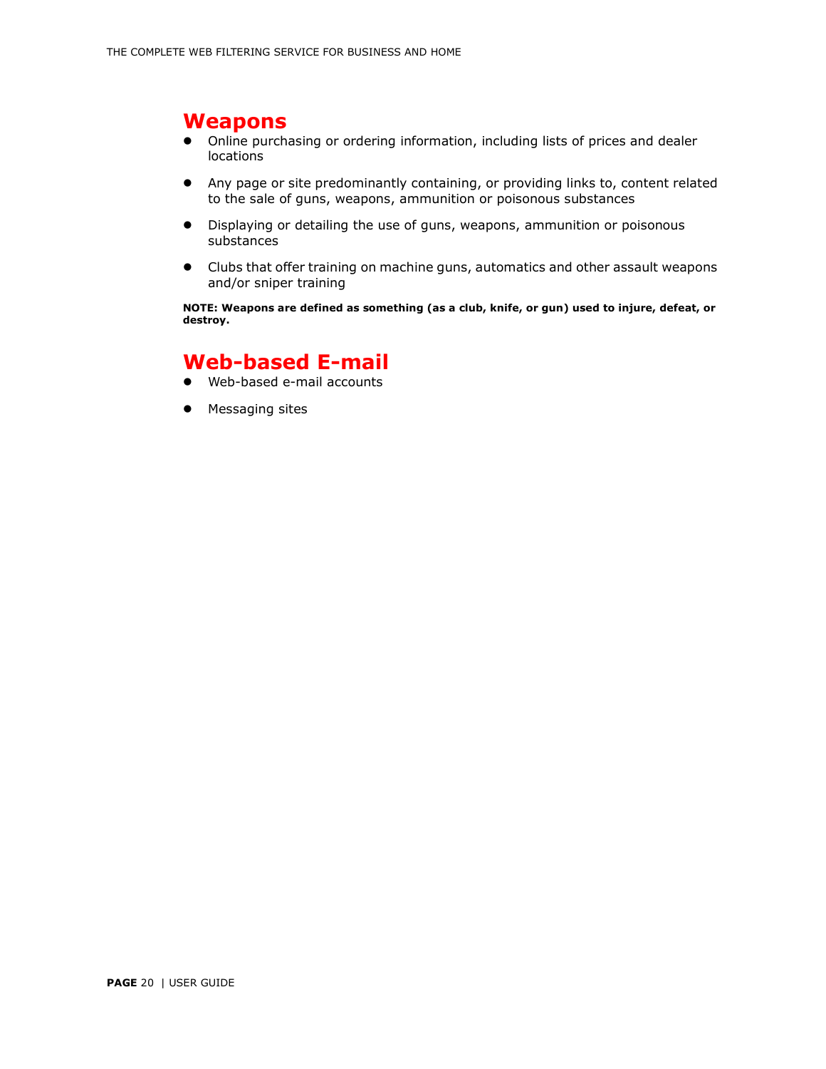## Weapons

- Online purchasing or ordering information, including lists of prices and dealer locations
- Any page or site predominantly containing, or providing links to, content related to the sale of guns, weapons, ammunition or poisonous substances
- Displaying or detailing the use of guns, weapons, ammunition or poisonous substances
- Clubs that offer training on machine guns, automatics and other assault weapons and/or sniper training

**NOTE: Weapons are defined as something (as a club, knife, or gun) used to injure, defeat, or destroy.**

## Web-based E-mail

- Web-based e-mail accounts
- Messaging sites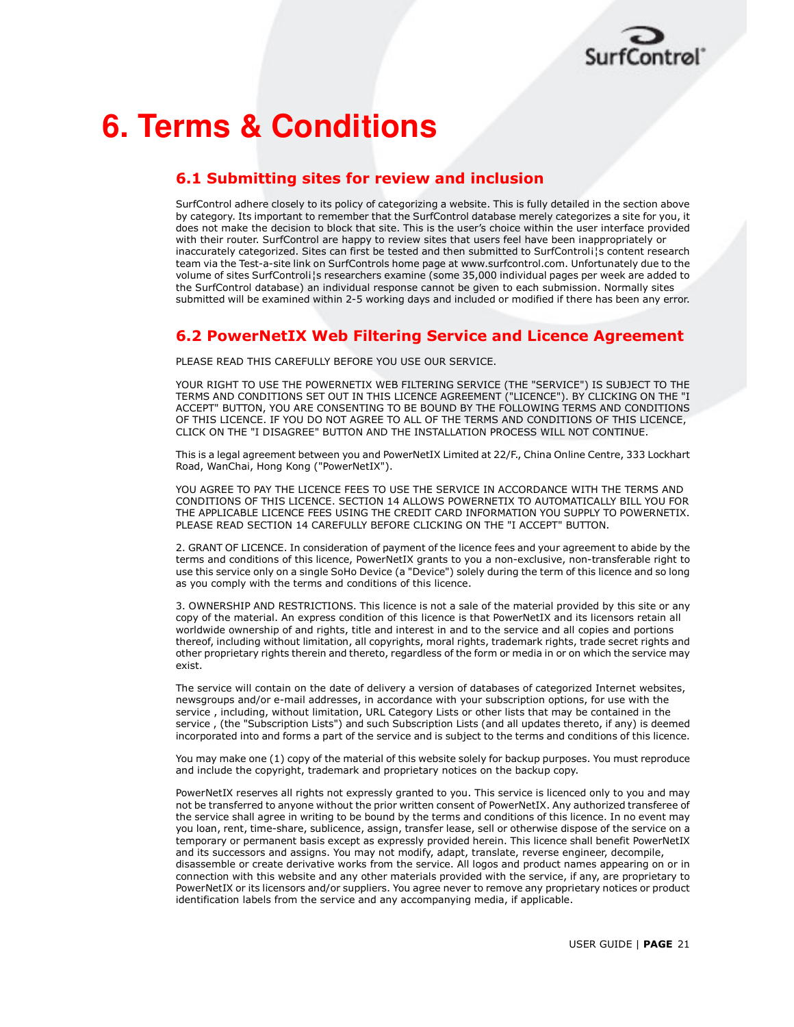# 6. Terms & Conditions

## 6.1 Submitting sites for review and inclusion

SurfControl adhere closely to its policy of categorizing a website. This is fully detailed in the section above by category. Its important to remember that the SurfControl database merely categorizes a site for you, it does not make the decision to block that site. This is the user's choice within the user interface provided with their router. SurfControl are happy to review sites that users feel have been inappropriately or inaccurately categorized. Sites can first be tested and then submitted to SurfControl¦s content research team via the Test-a-site link on SurfControls home page at www.surfcontrol.com. Unfortunately due to the volume of sites SurfControl¦s researchers examine (some 35,000 individual pages per week are added to the SurfControl database) an individual response cannot be given to each submission. Normally sites submitted will be examined within 2-5 working days and included or modified if there has been any error.

## 6.2 PowerNetIX Web Filtering Service and Licence Agreement

PLEASE READ THIS CAREFULLY BEFORE YOU USE OUR SERVICE.

YOUR RIGHT TO USE THE POWERNETIX WEB FILTERING SERVICE (THE "SERVICE") IS SUBJECT TO THE TERMS AND CONDITIONS SET OUT IN THIS LICENCE AGREEMENT ("LICENCE"). BY CLICKING ON THE "I ACCEPT" BUTTON, YOU ARE CONSENTING TO BE BOUND BY THE FOLLOWING TERMS AND CONDITIONS OF THIS LICENCE. IF YOU DO NOT AGREE TO ALL OF THE TERMS AND CONDITIONS OF THIS LICENCE, CLICK ON THE "I DISAGREE" BUTTON AND THE INSTALLATION PROCESS WILL NOT CONTINUE.

This is a legal agreement between you and PowerNetIX Limited at 22/F., China Online Centre, 333 Lockhart Road, WanChai, Hong Kong ("PowerNetIX").

YOU AGREE TO PAY THE LICENCE FEES TO USE THE SERVICE IN ACCORDANCE WITH THE TERMS AND CONDITIONS OF THIS LICENCE. SECTION 14 ALLOWS POWERNETIX TO AUTOMATICALLY BILL YOU FOR THE APPLICABLE LICENCE FEES USING THE CREDIT CARD INFORMATION YOU SUPPLY TO POWERNETIX. PLEASE READ SECTION 14 CAREFULLY BEFORE CLICKING ON THE "I ACCEPT" BUTTON.

2. GRANT OF LICENCE. In consideration of payment of the licence fees and your agreement to abide by the terms and conditions of this licence, PowerNetIX grants to you a non-exclusive, non-transferable right to use this service only on a single SoHo Device (a "Device") solely during the term of this licence and so long as you comply with the terms and conditions of this licence.

3. OWNERSHIP AND RESTRICTIONS. This licence is not a sale of the material provided by this site or any copy of the material. An express condition of this licence is that PowerNetIX and its licensors retain all worldwide ownership of and rights, title and interest in and to the service and all copies and portions thereof, including without limitation, all copyrights, moral rights, trademark rights, trade secret rights and other proprietary rights therein and thereto, regardless of the form or media in or on which the service may exist.

The service will contain on the date of delivery a version of databases of categorized Internet websites, newsgroups and/or e-mail addresses, in accordance with your subscription options, for use with the service , including, without limitation, URL Category Lists or other lists that may be contained in the service , (the "Subscription Lists") and such Subscription Lists (and all updates thereto, if any) is deemed incorporated into and forms a part of the service and is subject to the terms and conditions of this licence.

You may make one (1) copy of the material of this website solely for backup purposes. You must reproduce and include the copyright, trademark and proprietary notices on the backup copy.

PowerNetIX reserves all rights not expressly granted to you. This service is licenced only to you and may not be transferred to anyone without the prior written consent of PowerNetIX. Any authorized transferee of the service shall agree in writing to be bound by the terms and conditions of this licence. In no event may you loan, rent, time-share, sublicence, assign, transfer lease, sell or otherwise dispose of the service on a temporary or permanent basis except as expressly provided herein. This licence shall benefit PowerNetIX and its successors and assigns. You may not modify, adapt, translate, reverse engineer, decompile, disassemble or create derivative works from the service. All logos and product names appearing on or in connection with this website and any other materials provided with the service, if any, are proprietary to PowerNetIX or its licensors and/or suppliers. You agree never to remove any proprietary notices or product identification labels from the service and any accompanying media, if applicable.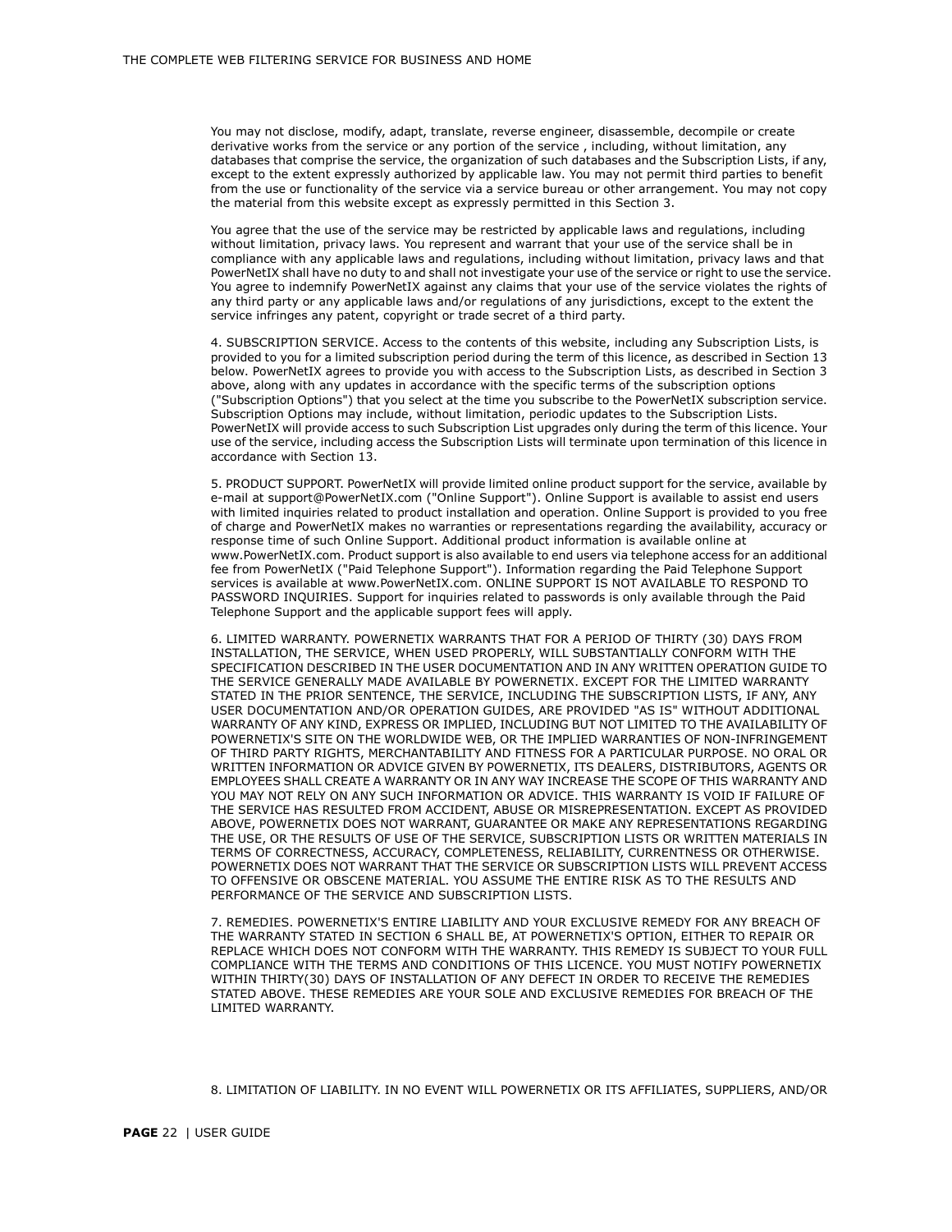You may not disclose, modify, adapt, translate, reverse engineer, disassemble, decompile or create derivative works from the service or any portion of the service , including, without limitation, any databases that comprise the service, the organization of such databases and the Subscription Lists, if any, except to the extent expressly authorized by applicable law. You may not permit third parties to benefit from the use or functionality of the service via a service bureau or other arrangement. You may not copy the material from this website except as expressly permitted in this Section 3.

You agree that the use of the service may be restricted by applicable laws and regulations, including without limitation, privacy laws. You represent and warrant that your use of the service shall be in compliance with any applicable laws and regulations, including without limitation, privacy laws and that PowerNetIX shall have no duty to and shall not investigate your use of the service or right to use the service. You agree to indemnify PowerNetIX against any claims that your use of the service violates the rights of any third party or any applicable laws and/or regulations of any jurisdictions, except to the extent the service infringes any patent, copyright or trade secret of a third party.

4. SUBSCRIPTION SERVICE. Access to the contents of this website, including any Subscription Lists, is provided to you for a limited subscription period during the term of this licence, as described in Section 13 below. PowerNetIX agrees to provide you with access to the Subscription Lists, as described in Section 3 above, along with any updates in accordance with the specific terms of the subscription options ("Subscription Options") that you select at the time you subscribe to the PowerNetIX subscription service. Subscription Options may include, without limitation, periodic updates to the Subscription Lists. PowerNetIX will provide access to such Subscription List upgrades only during the term of this licence. Your use of the service, including access the Subscription Lists will terminate upon termination of this licence in accordance with Section 13.

5. PRODUCT SUPPORT. PowerNetIX will provide limited online product support for the service, available by e-mail at support@PowerNetIX.com ("Online Support"). Online Support is available to assist end users with limited inquiries related to product installation and operation. Online Support is provided to you free of charge and PowerNetIX makes no warranties or representations regarding the availability, accuracy or response time of such Online Support. Additional product information is available online at www.PowerNetIX.com. Product support is also available to end users via telephone access for an additional fee from PowerNetIX ("Paid Telephone Support"). Information regarding the Paid Telephone Support services is available at www.PowerNetIX.com. ONLINE SUPPORT IS NOT AVAILABLE TO RESPOND TO PASSWORD INQUIRIES. Support for inquiries related to passwords is only available through the Paid Telephone Support and the applicable support fees will apply.

6. LIMITED WARRANTY. POWERNETIX WARRANTS THAT FOR A PERIOD OF THIRTY (30) DAYS FROM INSTALLATION, THE SERVICE, WHEN USED PROPERLY, WILL SUBSTANTIALLY CONFORM WITH THE SPECIFICATION DESCRIBED IN THE USER DOCUMENTATION AND IN ANY WRITTEN OPERATION GUIDE TO THE SERVICE GENERALLY MADE AVAILABLE BY POWERNETIX. EXCEPT FOR THE LIMITED WARRANTY STATED IN THE PRIOR SENTENCE, THE SERVICE, INCLUDING THE SUBSCRIPTION LISTS, IF ANY, ANY USER DOCUMENTATION AND/OR OPERATION GUIDES, ARE PROVIDED "AS IS" WITHOUT ADDITIONAL WARRANTY OF ANY KIND, EXPRESS OR IMPLIED, INCLUDING BUT NOT LIMITED TO THE AVAILABILITY OF POWERNETIX'S SITE ON THE WORLDWIDE WEB, OR THE IMPLIED WARRANTIES OF NON-INFRINGEMENT OF THIRD PARTY RIGHTS, MERCHANTABILITY AND FITNESS FOR A PARTICULAR PURPOSE. NO ORAL OR WRITTEN INFORMATION OR ADVICE GIVEN BY POWERNETIX, ITS DEALERS, DISTRIBUTORS, AGENTS OR EMPLOYEES SHALL CREATE A WARRANTY OR IN ANY WAY INCREASE THE SCOPE OF THIS WARRANTY AND YOU MAY NOT RELY ON ANY SUCH INFORMATION OR ADVICE. THIS WARRANTY IS VOID IF FAILURE OF THE SERVICE HAS RESULTED FROM ACCIDENT, ABUSE OR MISREPRESENTATION. EXCEPT AS PROVIDED ABOVE, POWERNETIX DOES NOT WARRANT, GUARANTEE OR MAKE ANY REPRESENTATIONS REGARDING THE USE, OR THE RESULTS OF USE OF THE SERVICE, SUBSCRIPTION LISTS OR WRITTEN MATERIALS IN TERMS OF CORRECTNESS, ACCURACY, COMPLETENESS, RELIABILITY, CURRENTNESS OR OTHERWISE. POWERNETIX DOES NOT WARRANT THAT THE SERVICE OR SUBSCRIPTION LISTS WILL PREVENT ACCESS TO OFFENSIVE OR OBSCENE MATERIAL. YOU ASSUME THE ENTIRE RISK AS TO THE RESULTS AND PERFORMANCE OF THE SERVICE AND SUBSCRIPTION LISTS.

7. REMEDIES. POWERNETIX'S ENTIRE LIABILITY AND YOUR EXCLUSIVE REMEDY FOR ANY BREACH OF THE WARRANTY STATED IN SECTION 6 SHALL BE, AT POWERNETIX'S OPTION, EITHER TO REPAIR OR REPLACE WHICH DOES NOT CONFORM WITH THE WARRANTY. THIS REMEDY IS SUBJECT TO YOUR FULL COMPLIANCE WITH THE TERMS AND CONDITIONS OF THIS LICENCE. YOU MUST NOTIFY POWERNETIX WITHIN THIRTY(30) DAYS OF INSTALLATION OF ANY DEFECT IN ORDER TO RECEIVE THE REMEDIES STATED ABOVE. THESE REMEDIES ARE YOUR SOLE AND EXCLUSIVE REMEDIES FOR BREACH OF THE LIMITED WARRANTY.

8. LIMITATION OF LIABILITY. IN NO EVENT WILL POWERNETIX OR ITS AFFILIATES, SUPPLIERS, AND/OR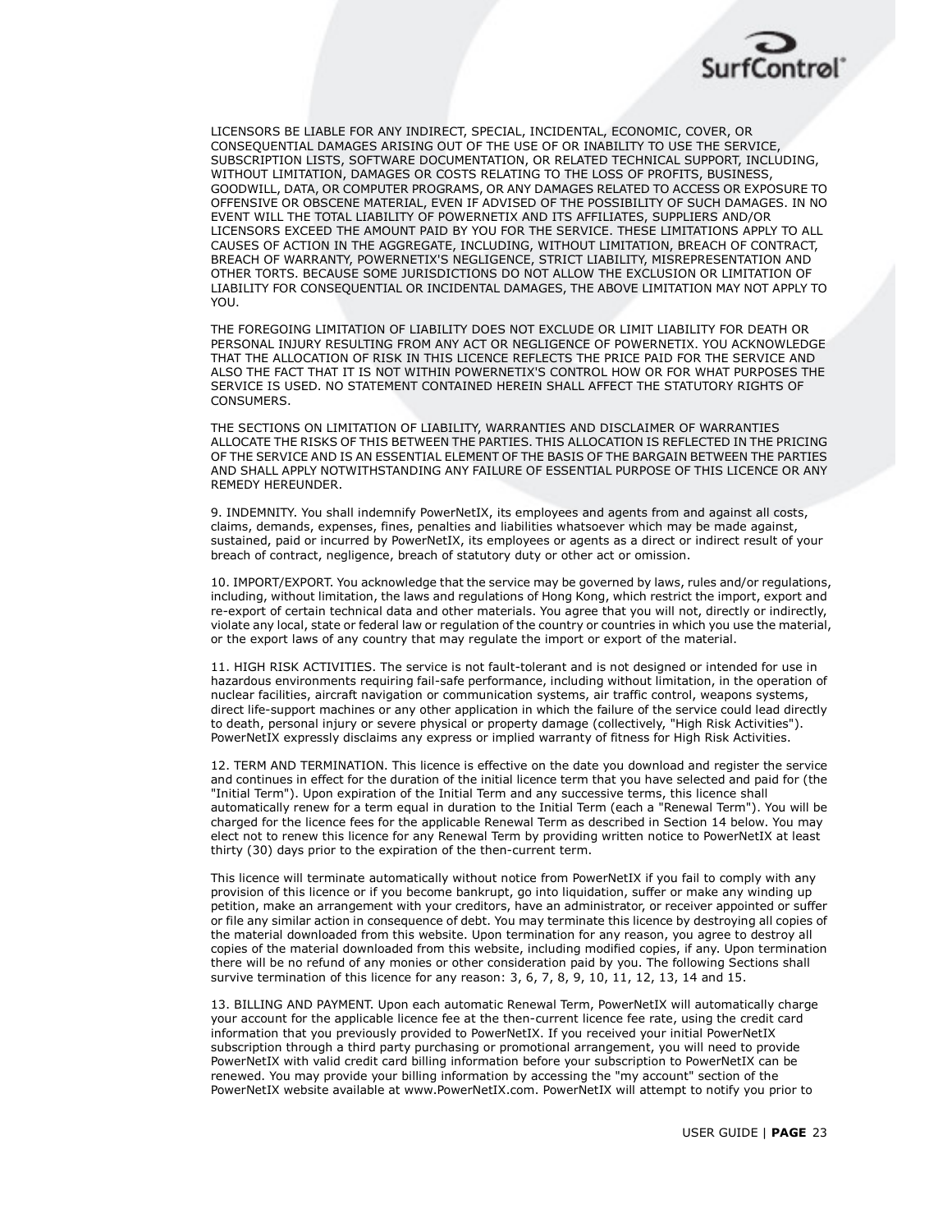LICENSORS BE LIABLE FOR ANY INDIRECT, SPECIAL, INCIDENTAL, ECONOMIC, COVER, OR CONSEQUENTIAL DAMAGES ARISING OUT OF THE USE OF OR INABILITY TO USE THE SERVICE, SUBSCRIPTION LISTS, SOFTWARE DOCUMENTATION, OR RELATED TECHNICAL SUPPORT, INCLUDING, WITHOUT LIMITATION, DAMAGES OR COSTS RELATING TO THE LOSS OF PROFITS, BUSINESS, GOODWILL, DATA, OR COMPUTER PROGRAMS, OR ANY DAMAGES RELATED TO ACCESS OR EXPOSURE TO OFFENSIVE OR OBSCENE MATERIAL, EVEN IF ADVISED OF THE POSSIBILITY OF SUCH DAMAGES. IN NO EVENT WILL THE TOTAL LIABILITY OF POWERNETIX AND ITS AFFILIATES, SUPPLIERS AND/OR LICENSORS EXCEED THE AMOUNT PAID BY YOU FOR THE SERVICE. THESE LIMITATIONS APPLY TO ALL CAUSES OF ACTION IN THE AGGREGATE, INCLUDING, WITHOUT LIMITATION, BREACH OF CONTRACT, BREACH OF WARRANTY, POWERNETIX'S NEGLIGENCE, STRICT LIABILITY, MISREPRESENTATION AND OTHER TORTS. BECAUSE SOME JURISDICTIONS DO NOT ALLOW THE EXCLUSION OR LIMITATION OF LIABILITY FOR CONSEQUENTIAL OR INCIDENTAL DAMAGES, THE ABOVE LIMITATION MAY NOT APPLY TO YOU.

THE FOREGOING LIMITATION OF LIABILITY DOES NOT EXCLUDE OR LIMIT LIABILITY FOR DEATH OR PERSONAL INJURY RESULTING FROM ANY ACT OR NEGLIGENCE OF POWERNETIX. YOU ACKNOWLEDGE THAT THE ALLOCATION OF RISK IN THIS LICENCE REFLECTS THE PRICE PAID FOR THE SERVICE AND ALSO THE FACT THAT IT IS NOT WITHIN POWERNETIX'S CONTROL HOW OR FOR WHAT PURPOSES THE SERVICE IS USED. NO STATEMENT CONTAINED HEREIN SHALL AFFECT THE STATUTORY RIGHTS OF CONSUMERS.

THE SECTIONS ON LIMITATION OF LIABILITY, WARRANTIES AND DISCLAIMER OF WARRANTIES ALLOCATE THE RISKS OF THIS BETWEEN THE PARTIES. THIS ALLOCATION IS REFLECTED IN THE PRICING OF THE SERVICE AND IS AN ESSENTIAL ELEMENT OF THE BASIS OF THE BARGAIN BETWEEN THE PARTIES AND SHALL APPLY NOTWITHSTANDING ANY FAILURE OF ESSENTIAL PURPOSE OF THIS LICENCE OR ANY REMEDY HEREUNDER.

9. INDEMNITY. You shall indemnify PowerNetIX, its employees and agents from and against all costs, claims, demands, expenses, fines, penalties and liabilities whatsoever which may be made against, sustained, paid or incurred by PowerNetIX, its employees or agents as a direct or indirect result of your breach of contract, negligence, breach of statutory duty or other act or omission.

10. IMPORT/EXPORT. You acknowledge that the service may be governed by laws, rules and/or regulations, including, without limitation, the laws and regulations of Hong Kong, which restrict the import, export and re-export of certain technical data and other materials. You agree that you will not, directly or indirectly, violate any local, state or federal law or regulation of the country or countries in which you use the material, or the export laws of any country that may regulate the import or export of the material.

11. HIGH RISK ACTIVITIES. The service is not fault-tolerant and is not designed or intended for use in hazardous environments requiring fail-safe performance, including without limitation, in the operation of nuclear facilities, aircraft navigation or communication systems, air traffic control, weapons systems, direct life-support machines or any other application in which the failure of the service could lead directly to death, personal injury or severe physical or property damage (collectively, "High Risk Activities"). PowerNetIX expressly disclaims any express or implied warranty of fitness for High Risk Activities.

12. TERM AND TERMINATION. This licence is effective on the date you download and register the service and continues in effect for the duration of the initial licence term that you have selected and paid for (the "Initial Term"). Upon expiration of the Initial Term and any successive terms, this licence shall automatically renew for a term equal in duration to the Initial Term (each a "Renewal Term"). You will be charged for the licence fees for the applicable Renewal Term as described in Section 14 below. You may elect not to renew this licence for any Renewal Term by providing written notice to PowerNetIX at least thirty (30) days prior to the expiration of the then-current term.

This licence will terminate automatically without notice from PowerNetIX if you fail to comply with any provision of this licence or if you become bankrupt, go into liquidation, suffer or make any winding up petition, make an arrangement with your creditors, have an administrator, or receiver appointed or suffer or file any similar action in consequence of debt. You may terminate this licence by destroying all copies of the material downloaded from this website. Upon termination for any reason, you agree to destroy all copies of the material downloaded from this website, including modified copies, if any. Upon termination there will be no refund of any monies or other consideration paid by you. The following Sections shall survive termination of this licence for any reason: 3, 6, 7, 8, 9, 10, 11, 12, 13, 14 and 15.

13. BILLING AND PAYMENT. Upon each automatic Renewal Term, PowerNetIX will automatically charge your account for the applicable licence fee at the then-current licence fee rate, using the credit card information that you previously provided to PowerNetIX. If you received your initial PowerNetIX subscription through a third party purchasing or promotional arrangement, you will need to provide PowerNetIX with valid credit card billing information before your subscription to PowerNetIX can be renewed. You may provide your billing information by accessing the "my account" section of the PowerNetIX website available at www.PowerNetIX.com. PowerNetIX will attempt to notify you prior to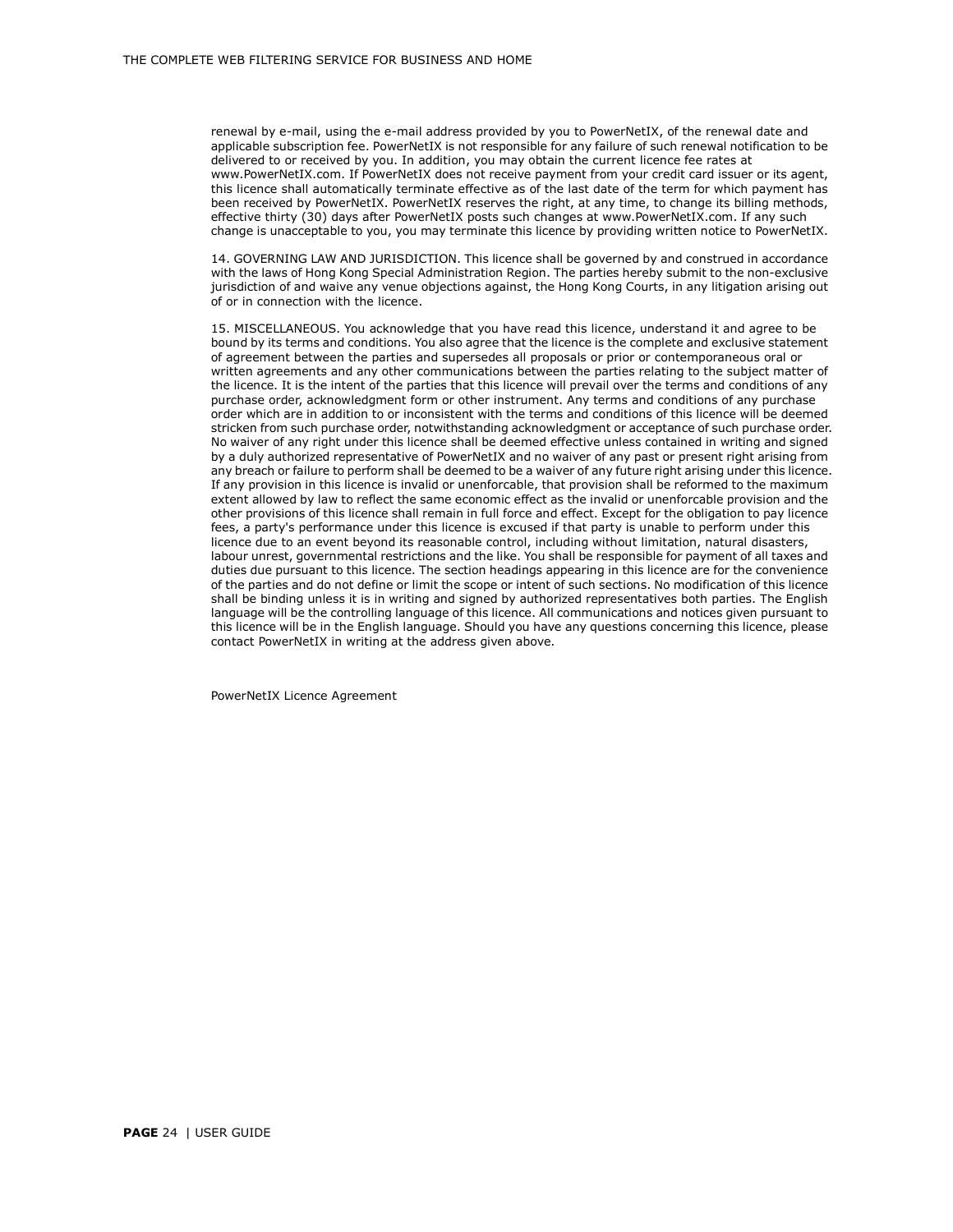renewal by e-mail, using the e-mail address provided by you to PowerNetIX, of the renewal date and applicable subscription fee. PowerNetIX is not responsible for any failure of such renewal notification to be delivered to or received by you. In addition, you may obtain the current licence fee rates at www.PowerNetIX.com. If PowerNetIX does not receive payment from your credit card issuer or its agent, this licence shall automatically terminate effective as of the last date of the term for which payment has been received by PowerNetIX. PowerNetIX reserves the right, at any time, to change its billing methods, effective thirty (30) days after PowerNetIX posts such changes at www.PowerNetIX.com. If any such change is unacceptable to you, you may terminate this licence by providing written notice to PowerNetIX.

14. GOVERNING LAW AND JURISDICTION. This licence shall be governed by and construed in accordance with the laws of Hong Kong Special Administration Region. The parties hereby submit to the non-exclusive jurisdiction of and waive any venue objections against, the Hong Kong Courts, in any litigation arising out of or in connection with the licence.

15. MISCELLANEOUS. You acknowledge that you have read this licence, understand it and agree to be bound by its terms and conditions. You also agree that the licence is the complete and exclusive statement of agreement between the parties and supersedes all proposals or prior or contemporaneous oral or written agreements and any other communications between the parties relating to the subject matter of the licence. It is the intent of the parties that this licence will prevail over the terms and conditions of any purchase order, acknowledgment form or other instrument. Any terms and conditions of any purchase order which are in addition to or inconsistent with the terms and conditions of this licence will be deemed stricken from such purchase order, notwithstanding acknowledgment or acceptance of such purchase order. No waiver of any right under this licence shall be deemed effective unless contained in writing and signed by a duly authorized representative of PowerNetIX and no waiver of any past or present right arising from any breach or failure to perform shall be deemed to be a waiver of any future right arising under this licence. If any provision in this licence is invalid or unenforcable, that provision shall be reformed to the maximum extent allowed by law to reflect the same economic effect as the invalid or unenforcable provision and the other provisions of this licence shall remain in full force and effect. Except for the obligation to pay licence fees, a party's performance under this licence is excused if that party is unable to perform under this licence due to an event beyond its reasonable control, including without limitation, natural disasters, labour unrest, governmental restrictions and the like. You shall be responsible for payment of all taxes and duties due pursuant to this licence. The section headings appearing in this licence are for the convenience of the parties and do not define or limit the scope or intent of such sections. No modification of this licence shall be binding unless it is in writing and signed by authorized representatives both parties. The English language will be the controlling language of this licence. All communications and notices given pursuant to this licence will be in the English language. Should you have any questions concerning this licence, please contact PowerNetIX in writing at the address given above.

PowerNetIX Licence Agreement